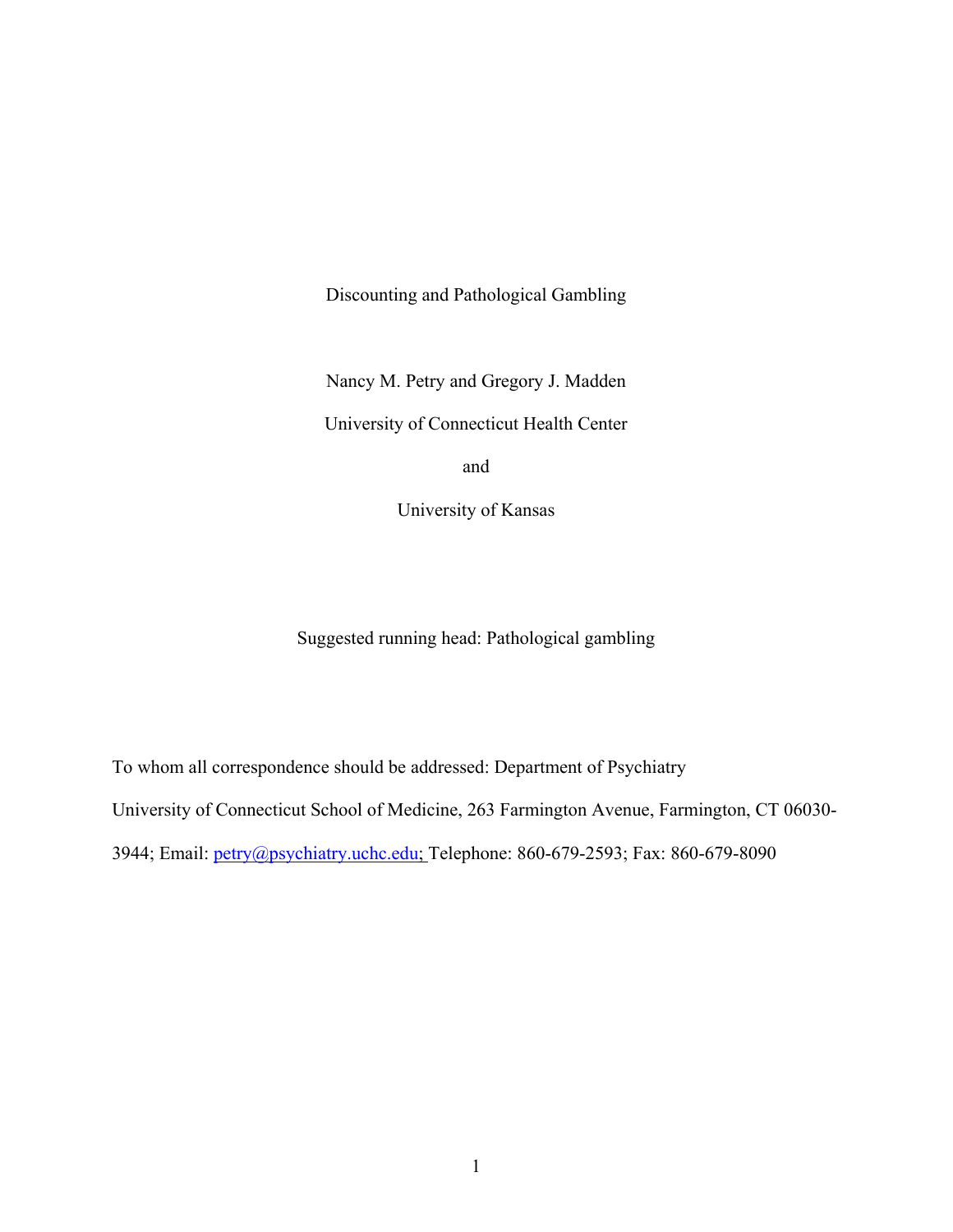# Discounting and Pathological Gambling

Nancy M. Petry and Gregory J. Madden

University of Connecticut Health Center

and

University of Kansas

Suggested running head: Pathological gambling

To whom all correspondence should be addressed: Department of Psychiatry

University of Connecticut School of Medicine, 263 Farmington Avenue, Farmington, CT 06030-3944; Email: petry@psychiatry.uchc.edu; Telephone: 860-679-2593; Fax: 860-679-8090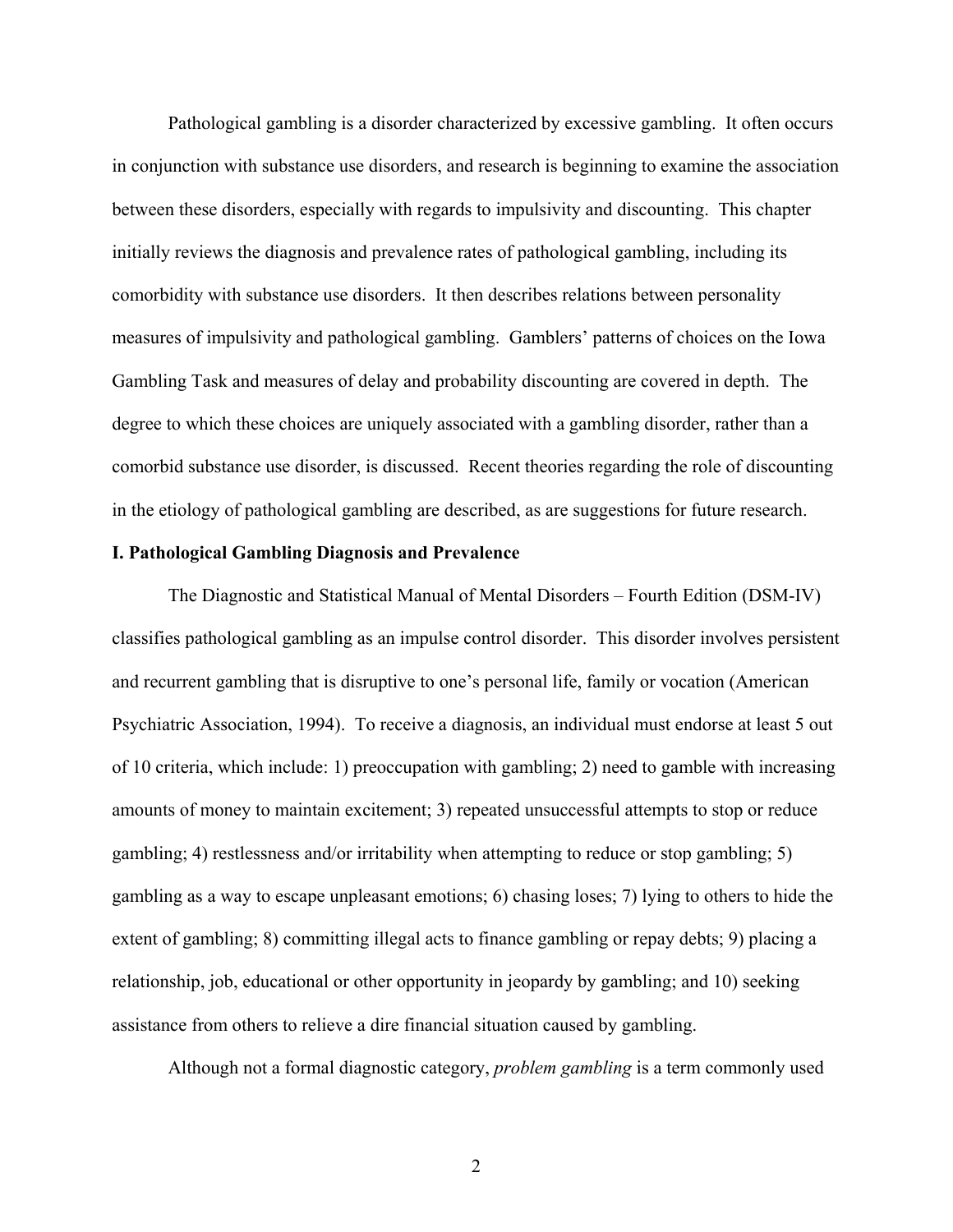Pathological gambling is a disorder characterized by excessive gambling. It often occurs in conjunction with substance use disorders, and research is beginning to examine the association between these disorders, especially with regards to impulsivity and discounting. This chapter initially reviews the diagnosis and prevalence rates of pathological gambling, including its comorbidity with substance use disorders. It then describes relations between personality measures of impulsivity and pathological gambling. Gamblers' patterns of choices on the Iowa Gambling Task and measures of delay and probability discounting are covered in depth. The degree to which these choices are uniquely associated with a gambling disorder, rather than a comorbid substance use disorder, is discussed. Recent theories regarding the role of discounting in the etiology of pathological gambling are described, as are suggestions for future research.

## I. Pathological Gambling Diagnosis and Prevalence

The Diagnostic and Statistical Manual of Mental Disorders – Fourth Edition (DSM-IV) classifies pathological gambling as an impulse control disorder. This disorder involves persistent and recurrent gambling that is disruptive to one's personal life, family or vocation (American Psychiatric Association, 1994). To receive a diagnosis, an individual must endorse at least 5 out of 10 criteria, which include: 1) preoccupation with gambling; 2) need to gamble with increasing amounts of money to maintain excitement; 3) repeated unsuccessful attempts to stop or reduce gambling; 4) restlessness and/or irritability when attempting to reduce or stop gambling; 5) gambling as a way to escape unpleasant emotions; 6) chasing loses; 7) lying to others to hide the extent of gambling; 8) committing illegal acts to finance gambling or repay debts; 9) placing a relationship, job, educational or other opportunity in jeopardy by gambling; and 10) seeking assistance from others to relieve a dire financial situation caused by gambling.

Although not a formal diagnostic category, *problem gambling* is a term commonly used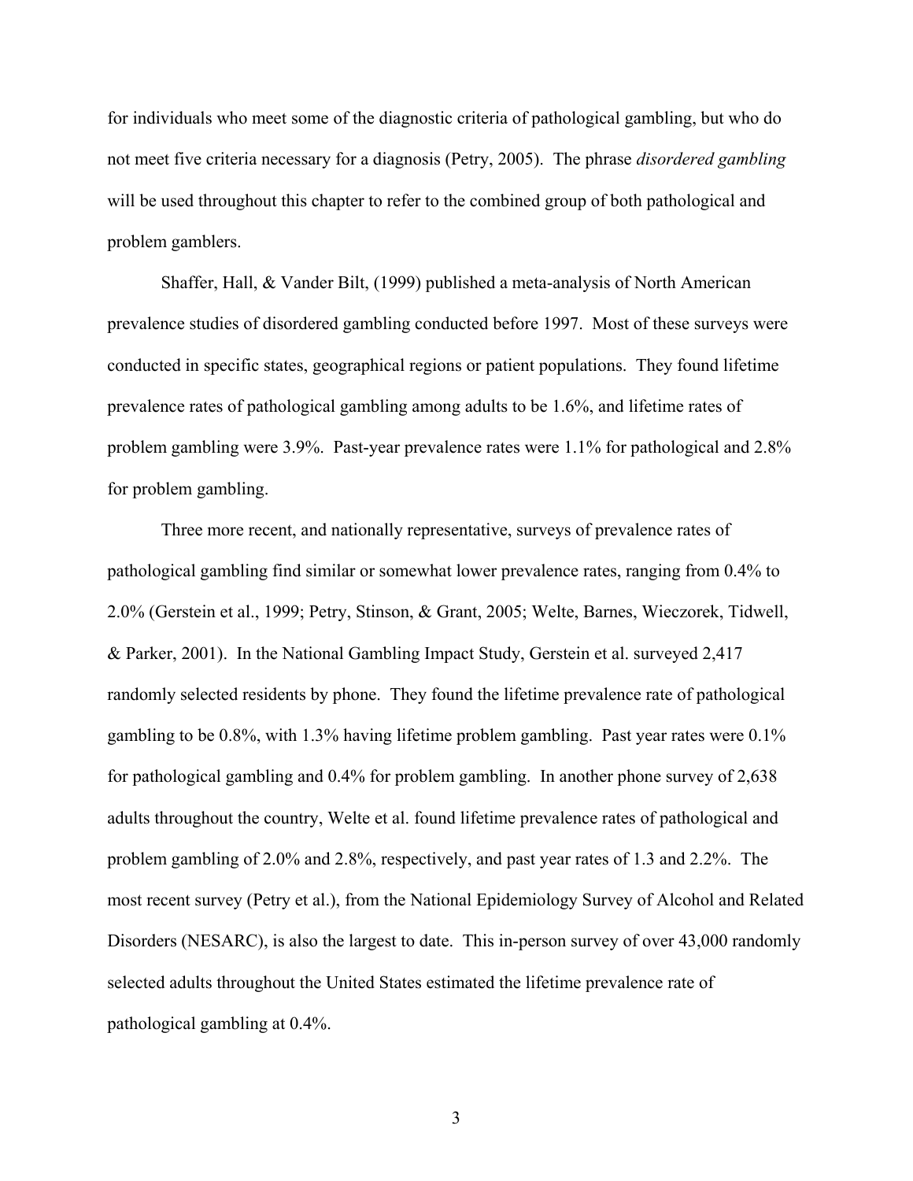for individuals who meet some of the diagnostic criteria of pathological gambling, but who do not meet five criteria necessary for a diagnosis (Petry, 2005). The phrase *disordered gambling* will be used throughout this chapter to refer to the combined group of both pathological and problem gamblers.

Shaffer, Hall, & Vander Bilt, (1999) published a meta-analysis of North American prevalence studies of disordered gambling conducted before 1997. Most of these surveys were conducted in specific states, geographical regions or patient populations. They found lifetime prevalence rates of pathological gambling among adults to be 1.6%, and lifetime rates of problem gambling were 3.9%. Past-year prevalence rates were 1.1% for pathological and 2.8% for problem gambling.

Three more recent, and nationally representative, surveys of prevalence rates of pathological gambling find similar or somewhat lower prevalence rates, ranging from 0.4% to 2.0% (Gerstein et al., 1999; Petry, Stinson, & Grant, 2005; Welte, Barnes, Wieczorek, Tidwell, & Parker, 2001). In the National Gambling Impact Study, Gerstein et al. surveyed 2,417 randomly selected residents by phone. They found the lifetime prevalence rate of pathological gambling to be 0.8%, with 1.3% having lifetime problem gambling. Past year rates were 0.1% for pathological gambling and 0.4% for problem gambling. In another phone survey of 2,638 adults throughout the country, Welte et al. found lifetime prevalence rates of pathological and problem gambling of 2.0% and 2.8%, respectively, and past year rates of 1.3 and 2.2%. The most recent survey (Petry et al.), from the National Epidemiology Survey of Alcohol and Related Disorders (NESARC), is also the largest to date. This in-person survey of over 43,000 randomly selected adults throughout the United States estimated the lifetime prevalence rate of pathological gambling at 0.4%.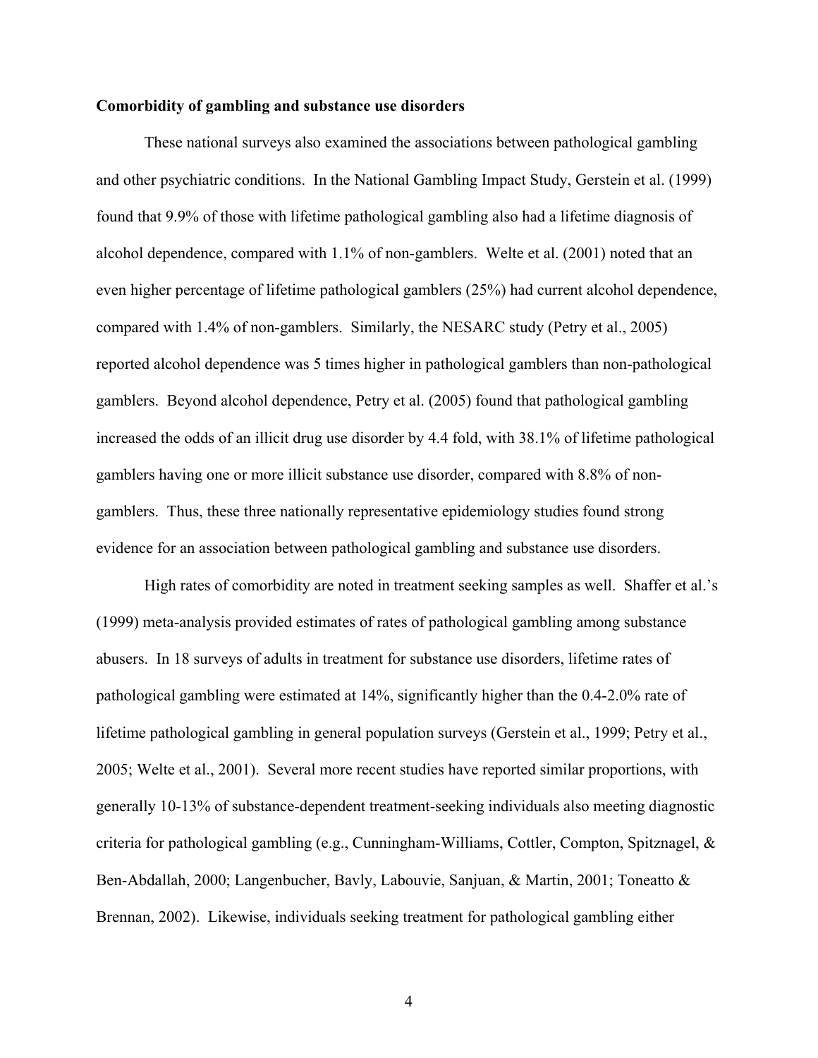**Comorbidity of gambling and substance use disorders**

These national surveys also examined the associations between pathological gambling and other psychiatric conditions. In the National Gambling Impact Study, Gerstein et al. (1999) found that 9.9% of those with lifetime pathological gambling also had a lifetime diagnosis of alcohol dependence, compared with 1.1% of non-gamblers. Welte et al. (2001) noted that an even higher percentage of lifetime pathological gamblers (25%) had current alcohol dependence, compared with 1.4% of non-gamblers. Similarly, the NESARC study (Petry et al., 2005) reported alcohol dependence was 5 times higher in pathological gamblers than non-pathological gamblers. Beyond alcohol dependence, Petry et al. (2005) found that pathological gambling increased the odds of an illicit drug use disorder by 4.4 fold, with 38.1% of lifetime pathological gamblers having one or more illicit substance use disorder, compared with 8.8% of non-gamblers. Thus, these three nationally representative epidemiology studies found strong evidence for an association between pathological gambling and substance use disorders.

High rates of comorbidity are noted in treatment seeking samples as well. Shaffer et al.'s (1999) meta-analysis provided estimates of rates of pathological gambling among substance abusers. In 18 surveys of adults in treatment for substance use disorders, lifetime rates of pathological gambling were estimated at 14%, significantly higher than the 0.4-2.0% rate of lifetime pathological gambling in general population surveys (Gerstein et al., 1999; Petry et al., 2005; Welte et al., 2001). Several more recent studies have reported similar proportions, with generally 10-13% of substance-dependent treatment-seeking individuals also meeting diagnostic criteria for pathological gambling (e.g., Cunningham-Williams, Cottler, Compton, Spitznagel, & Ben-Abdallah, 2000; Langenbucher, Bavly, Labouvie, Sanjuan, & Martin, 2001; Toneatto & Brennan, 2002). Likewise, individuals seeking treatment for pathological gambling either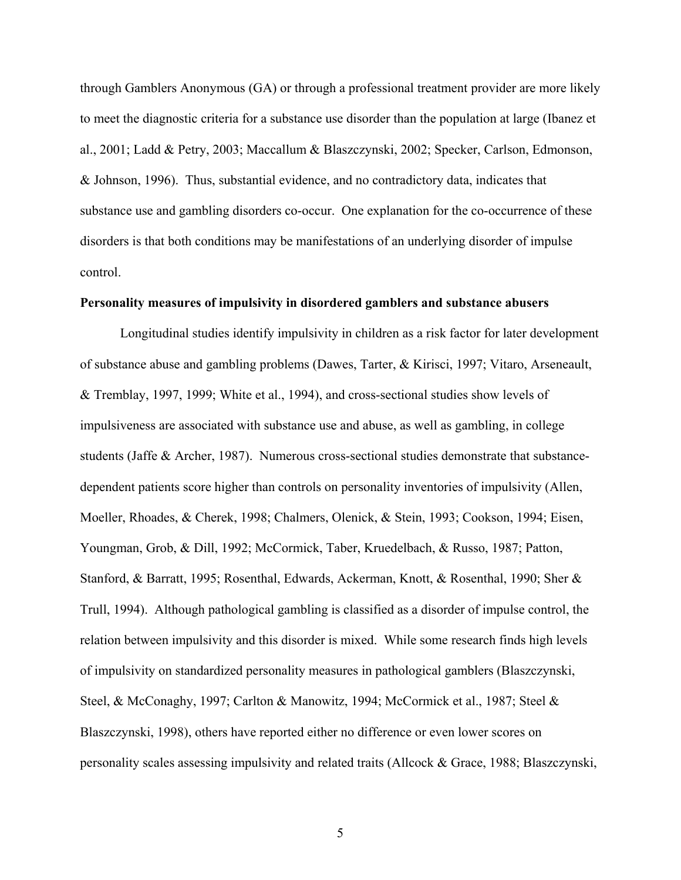through Gamblers Anonymous (GA) or through a professional treatment provider are more likely to meet the diagnostic criteria for a substance use disorder than the population at large (Ibanez et al., 2001; Ladd & Petry, 2003; Maccallum & Blaszczynski, 2002; Specker, Carlson, Edmonson, & Johnson, 1996). Thus, substantial evidence, and no contradictory data, indicates that substance use and gambling disorders co-occur. One explanation for the co-occurrence of these disorders is that both conditions may be manifestations of an underlying disorder of impulse control.

**Personality measures of impulsivity in disordered gamblers and substance abusers**

Longitudinal studies identify impulsivity in children as a risk factor for later development of substance abuse and gambling problems (Dawes, Tarter, & Kirisci, 1997; Vitaro, Arseneault, & Tremblay, 1997, 1999; White et al., 1994), and cross-sectional studies show levels of impulsiveness are associated with substance use and abuse, as well as gambling, in college students (Jaffe & Archer, 1987). Numerous cross-sectional studies demonstrate that substance-dependent patients score higher than controls on personality inventories of impulsivity (Allen, Moeller, Rhoades, & Cherek, 1998; Chalmers, Olenick, & Stein, 1993; Cookson, 1994; Eisen, Youngman, Grob, & Dill, 1992; McCormick, Taber, Kruedelbach, & Russo, 1987; Patton, Stanford, & Barratt, 1995; Rosenthal, Edwards, Ackerman, Knott, & Rosenthal, 1990; Sher & Trull, 1994). Although pathological gambling is classified as a disorder of impulse control, the relation between impulsivity and this disorder is mixed. While some research finds high levels of impulsivity on standardized personality measures in pathological gamblers (Blaszczynski, Steel, & McConaghy, 1997; Carlton & Manowitz, 1994; McCormick et al., 1987; Steel & Blaszczynski, 1998), others have reported either no difference or even lower scores on personality scales assessing impulsivity and related traits (Allcock & Grace, 1988; Blaszczynski,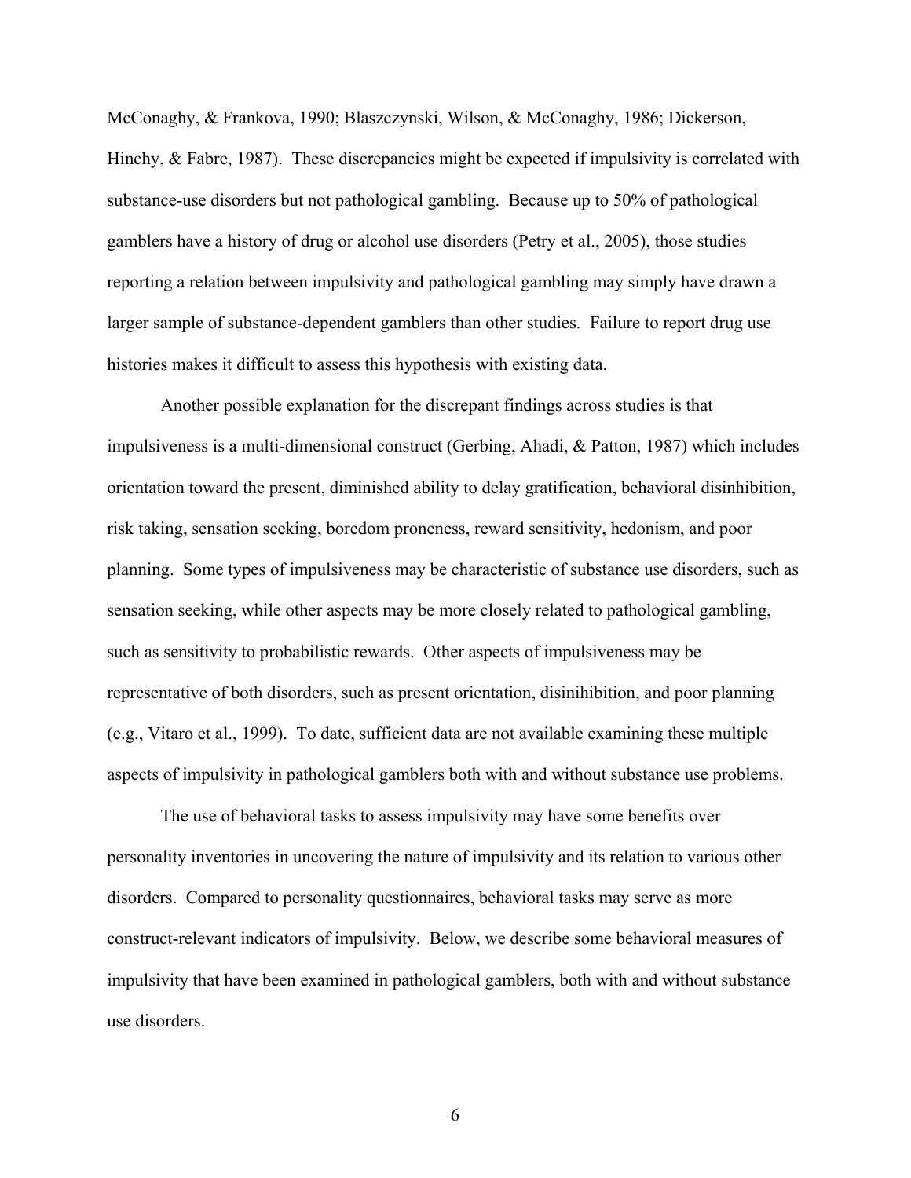McConaghy, & Frankova, 1990; Blaszczynski, Wilson, & McConaghy, 1986; Dickerson, Hinchy, & Fabre, 1987). These discrepancies might be expected if impulsivity is correlated with substance-use disorders but not pathological gambling. Because up to 50% of pathological gamblers have a history of drug or alcohol use disorders (Petry et al., 2005), those studies reporting a relation between impulsivity and pathological gambling may simply have drawn a larger sample of substance-dependent gamblers than other studies. Failure to report drug use histories makes it difficult to assess this hypothesis with existing data.

Another possible explanation for the discrepant findings across studies is that impulsiveness is a multi-dimensional construct (Gerbing, Ahadi, & Patton, 1987) which includes orientation toward the present, diminished ability to delay gratification, behavioral disinhibition, risk taking, sensation seeking, boredom proneness, reward sensitivity, hedonism, and poor planning. Some types of impulsiveness may be characteristic of substance use disorders, such as sensation seeking, while other aspects may be more closely related to pathological gambling, such as sensitivity to probabilistic rewards. Other aspects of impulsiveness may be representative of both disorders, such as present orientation, disinihibition, and poor planning (e.g., Vitaro et al., 1999). To date, sufficient data are not available examining these multiple aspects of impulsivity in pathological gamblers both with and without substance use problems.

The use of behavioral tasks to assess impulsivity may have some benefits over personality inventories in uncovering the nature of impulsivity and its relation to various other disorders. Compared to personality questionnaires, behavioral tasks may serve as more construct-relevant indicators of impulsivity. Below, we describe some behavioral measures of impulsivity that have been examined in pathological gamblers, both with and without substance use disorders.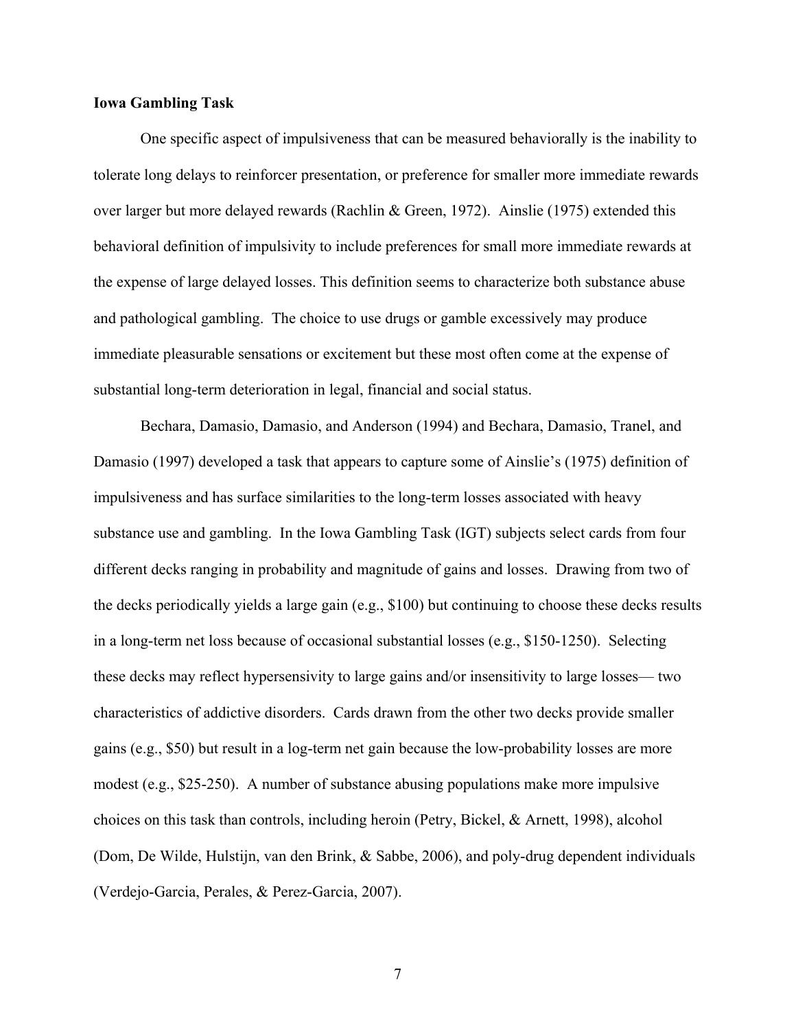**Iowa Gambling Task**

One specific aspect of impulsiveness that can be measured behaviorally is the inability to tolerate long delays to reinforcer presentation, or preference for smaller more immediate rewards over larger but more delayed rewards (Rachlin & Green, 1972). Ainslie (1975) extended this behavioral definition of impulsivity to include preferences for small more immediate rewards at the expense of large delayed losses. This definition seems to characterize both substance abuse and pathological gambling. The choice to use drugs or gamble excessively may produce immediate pleasurable sensations or excitement but these most often come at the expense of substantial long-term deterioration in legal, financial and social status.

Bechara, Damasio, Damasio, and Anderson (1994) and Bechara, Damasio, Tranel, and Damasio (1997) developed a task that appears to capture some of Ainslie's (1975) definition of impulsiveness and has surface similarities to the long-term losses associated with heavy substance use and gambling. In the Iowa Gambling Task (IGT) subjects select cards from four different decks ranging in probability and magnitude of gains and losses. Drawing from two of the decks periodically yields a large gain (e.g., $100) but continuing to choose these decks results in a long-term net loss because of occasional substantial losses (e.g., $150-1250). Selecting these decks may reflect hypersensivity to large gains and/or insensitivity to large losses— two characteristics of addictive disorders. Cards drawn from the other two decks provide smaller gains (e.g., $50) but result in a log-term net gain because the low-probability losses are more modest (e.g., $25-250). A number of substance abusing populations make more impulsive choices on this task than controls, including heroin (Petry, Bickel, & Arnett, 1998), alcohol (Dom, De Wilde, Hulstijn, van den Brink, & Sabbe, 2006), and poly-drug dependent individuals (Verdejo-Garcia, Perales, & Perez-Garcia, 2007).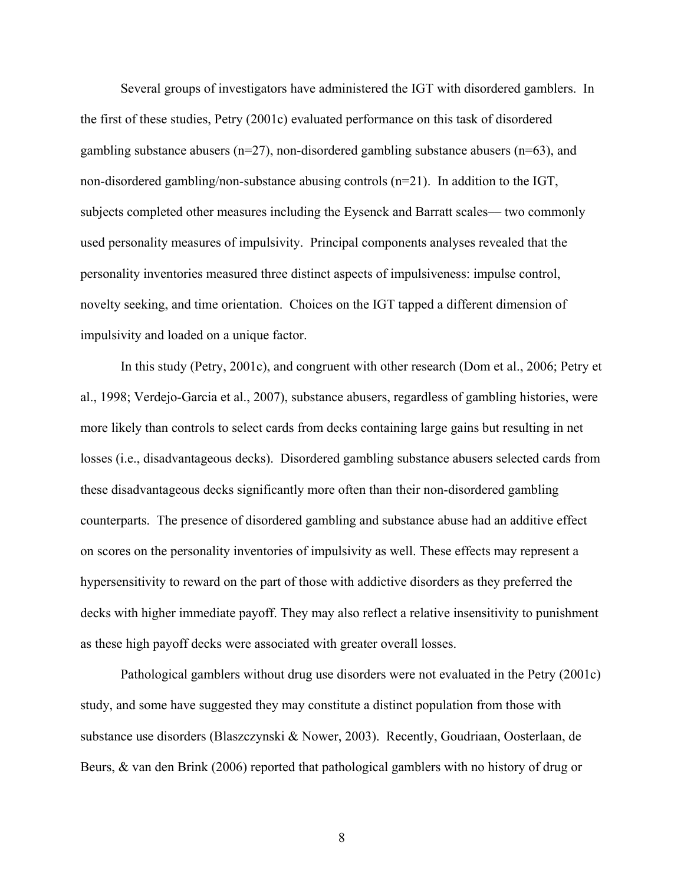Several groups of investigators have administered the IGT with disordered gamblers. In the first of these studies, Petry (2001c) evaluated performance on this task of disordered gambling substance abusers (n=27), non-disordered gambling substance abusers (n=63), and non-disordered gambling/non-substance abusing controls (n=21). In addition to the IGT, subjects completed other measures including the Eysenck and Barratt scales— two commonly used personality measures of impulsivity. Principal components analyses revealed that the personality inventories measured three distinct aspects of impulsiveness: impulse control, novelty seeking, and time orientation. Choices on the IGT tapped a different dimension of impulsivity and loaded on a unique factor.

In this study (Petry, 2001c), and congruent with other research (Dom et al., 2006; Petry et al., 1998; Verdejo-Garcia et al., 2007), substance abusers, regardless of gambling histories, were more likely than controls to select cards from decks containing large gains but resulting in net losses (i.e., disadvantageous decks). Disordered gambling substance abusers selected cards from these disadvantageous decks significantly more often than their non-disordered gambling counterparts. The presence of disordered gambling and substance abuse had an additive effect on scores on the personality inventories of impulsivity as well. These effects may represent a hypersensitivity to reward on the part of those with addictive disorders as they preferred the decks with higher immediate payoff. They may also reflect a relative insensitivity to punishment as these high payoff decks were associated with greater overall losses.

Pathological gamblers without drug use disorders were not evaluated in the Petry (2001c) study, and some have suggested they may constitute a distinct population from those with substance use disorders (Blaszczynski & Nower, 2003). Recently, Goudriaan, Oosterlaan, de Beurs, & van den Brink (2006) reported that pathological gamblers with no history of drug or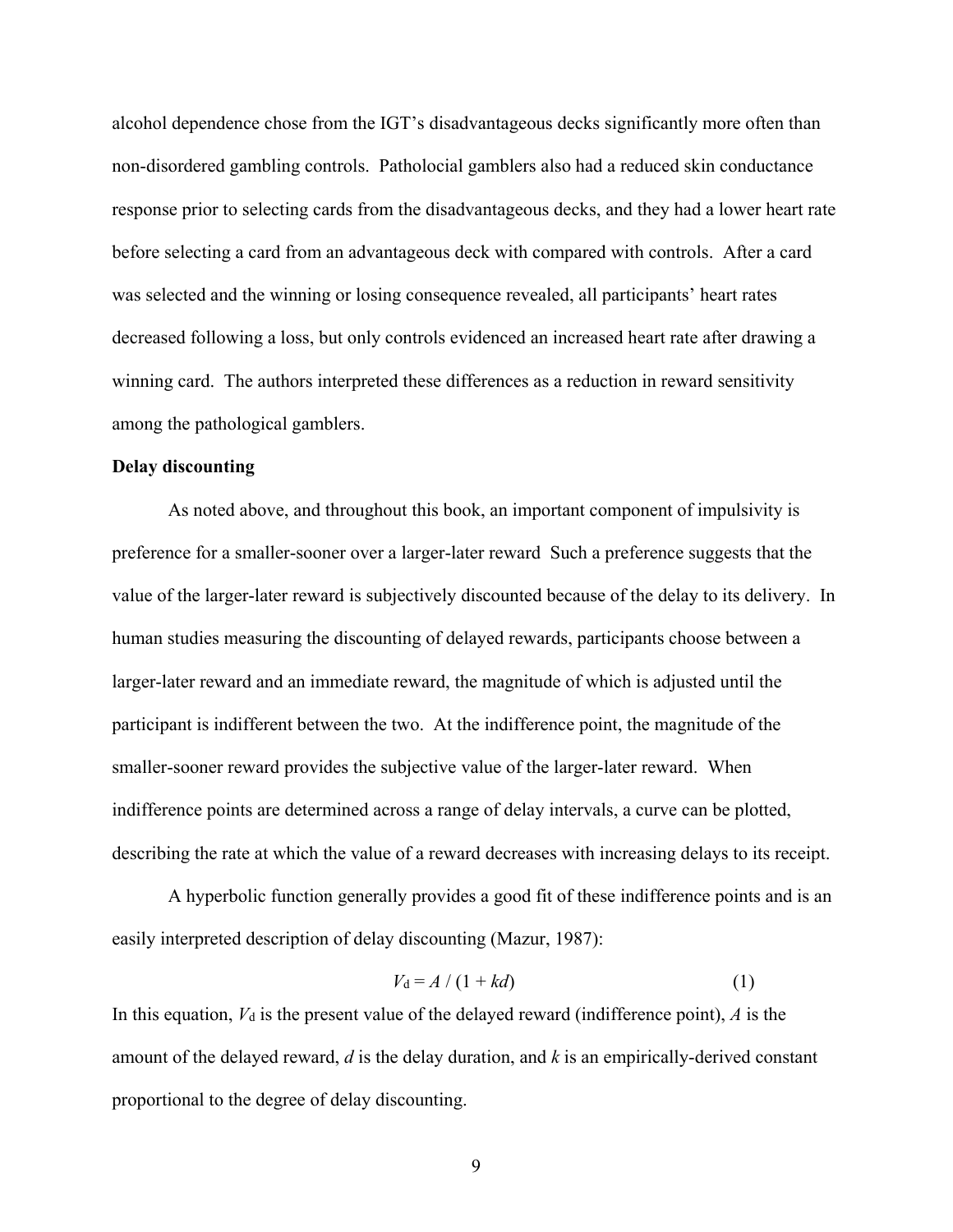alcohol dependence chose from the IGT's disadvantageous decks significantly more often than non-disordered gambling controls. Patholocial gamblers also had a reduced skin conductance response prior to selecting cards from the disadvantageous decks, and they had a lower heart rate before selecting a card from an advantageous deck with compared with controls. After a card was selected and the winning or losing consequence revealed, all participants' heart rates decreased following a loss, but only controls evidenced an increased heart rate after drawing a winning card. The authors interpreted these differences as a reduction in reward sensitivity among the pathological gamblers.

**Delay discounting**

As noted above, and throughout this book, an important component of impulsivity is preference for a smaller-sooner over a larger-later reward Such a preference suggests that the value of the larger-later reward is subjectively discounted because of the delay to its delivery. In human studies measuring the discounting of delayed rewards, participants choose between a larger-later reward and an immediate reward, the magnitude of which is adjusted until the participant is indifferent between the two. At the indifference point, the magnitude of the smaller-sooner reward provides the subjective value of the larger-later reward. When indifference points are determined across a range of delay intervals, a curve can be plotted, describing the rate at which the value of a reward decreases with increasing delays to its receipt.

A hyperbolic function generally provides a good fit of these indifference points and is an easily interpreted description of delay discounting (Mazur, 1987):

$$V_d = A / (1 + kd) \quad (1)$$

In this equation, $V_d$ is the present value of the delayed reward (indifference point), $A$ is the amount of the delayed reward, $d$ is the delay duration, and $k$ is an empirically-derived constant proportional to the degree of delay discounting.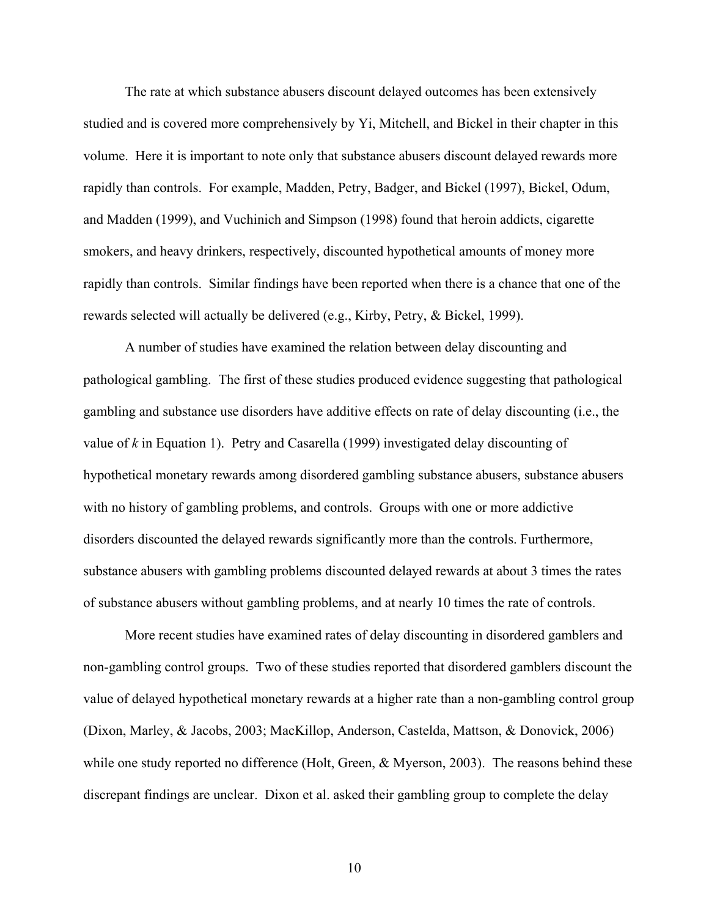The rate at which substance abusers discount delayed outcomes has been extensively studied and is covered more comprehensively by Yi, Mitchell, and Bickel in their chapter in this volume. Here it is important to note only that substance abusers discount delayed rewards more rapidly than controls. For example, Madden, Petry, Badger, and Bickel (1997), Bickel, Odum, and Madden (1999), and Vuchinich and Simpson (1998) found that heroin addicts, cigarette smokers, and heavy drinkers, respectively, discounted hypothetical amounts of money more rapidly than controls. Similar findings have been reported when there is a chance that one of the rewards selected will actually be delivered (e.g., Kirby, Petry, & Bickel, 1999).

A number of studies have examined the relation between delay discounting and pathological gambling. The first of these studies produced evidence suggesting that pathological gambling and substance use disorders have additive effects on rate of delay discounting (i.e., the value of $k$ in Equation 1). Petry and Casarella (1999) investigated delay discounting of hypothetical monetary rewards among disordered gambling substance abusers, substance abusers with no history of gambling problems, and controls. Groups with one or more addictive disorders discounted the delayed rewards significantly more than the controls. Furthermore, substance abusers with gambling problems discounted delayed rewards at about 3 times the rates of substance abusers without gambling problems, and at nearly 10 times the rate of controls.

More recent studies have examined rates of delay discounting in disordered gamblers and non-gambling control groups. Two of these studies reported that disordered gamblers discount the value of delayed hypothetical monetary rewards at a higher rate than a non-gambling control group (Dixon, Marley, & Jacobs, 2003; MacKillop, Anderson, Castelda, Mattson, & Donovick, 2006) while one study reported no difference (Holt, Green, & Myerson, 2003). The reasons behind these discrepant findings are unclear. Dixon et al. asked their gambling group to complete the delay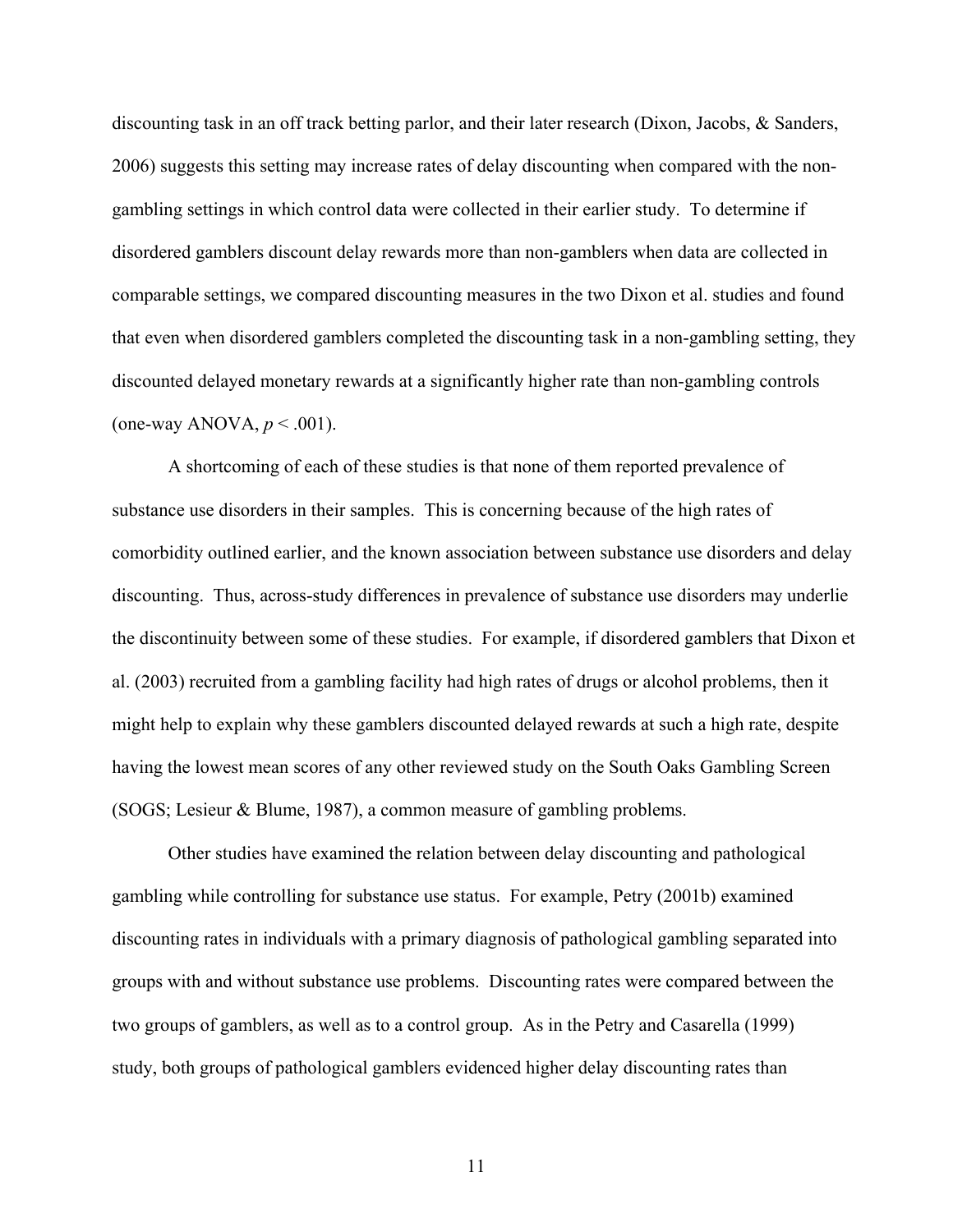discounting task in an off track betting parlor, and their later research (Dixon, Jacobs, & Sanders, 2006) suggests this setting may increase rates of delay discounting when compared with the non-gambling settings in which control data were collected in their earlier study. To determine if disordered gamblers discount delay rewards more than non-gamblers when data are collected in comparable settings, we compared discounting measures in the two Dixon et al. studies and found that even when disordered gamblers completed the discounting task in a non-gambling setting, they discounted delayed monetary rewards at a significantly higher rate than non-gambling controls (one-way ANOVA, $p < .001$).

A shortcoming of each of these studies is that none of them reported prevalence of substance use disorders in their samples. This is concerning because of the high rates of comorbidity outlined earlier, and the known association between substance use disorders and delay discounting. Thus, across-study differences in prevalence of substance use disorders may underlie the discontinuity between some of these studies. For example, if disordered gamblers that Dixon et al. (2003) recruited from a gambling facility had high rates of drugs or alcohol problems, then it might help to explain why these gamblers discounted delayed rewards at such a high rate, despite having the lowest mean scores of any other reviewed study on the South Oaks Gambling Screen (SOGS; Lesieur & Blume, 1987), a common measure of gambling problems.

Other studies have examined the relation between delay discounting and pathological gambling while controlling for substance use status. For example, Petry (2001b) examined discounting rates in individuals with a primary diagnosis of pathological gambling separated into groups with and without substance use problems. Discounting rates were compared between the two groups of gamblers, as well as to a control group. As in the Petry and Casarella (1999) study, both groups of pathological gamblers evidenced higher delay discounting rates than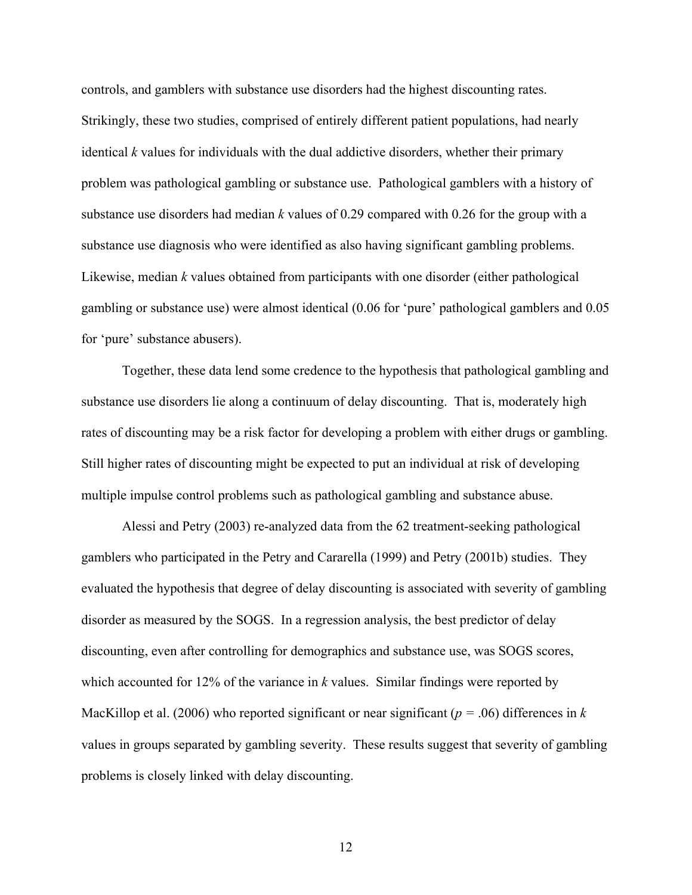controls, and gamblers with substance use disorders had the highest discounting rates. Strikingly, these two studies, comprised of entirely different patient populations, had nearly identical $k$ values for individuals with the dual addictive disorders, whether their primary problem was pathological gambling or substance use. Pathological gamblers with a history of substance use disorders had median $k$ values of 0.29 compared with 0.26 for the group with a substance use diagnosis who were identified as also having significant gambling problems. Likewise, median $k$ values obtained from participants with one disorder (either pathological gambling or substance use) were almost identical (0.06 for 'pure' pathological gamblers and 0.05 for 'pure' substance abusers).

Together, these data lend some credence to the hypothesis that pathological gambling and substance use disorders lie along a continuum of delay discounting. That is, moderately high rates of discounting may be a risk factor for developing a problem with either drugs or gambling. Still higher rates of discounting might be expected to put an individual at risk of developing multiple impulse control problems such as pathological gambling and substance abuse.

Alessi and Petry (2003) re-analyzed data from the 62 treatment-seeking pathological gamblers who participated in the Petry and Cararella (1999) and Petry (2001b) studies. They evaluated the hypothesis that degree of delay discounting is associated with severity of gambling disorder as measured by the SOGS. In a regression analysis, the best predictor of delay discounting, even after controlling for demographics and substance use, was SOGS scores, which accounted for 12% of the variance in $k$ values. Similar findings were reported by MacKillop et al. (2006) who reported significant or near significant ($p = .06$) differences in $k$ values in groups separated by gambling severity. These results suggest that severity of gambling problems is closely linked with delay discounting.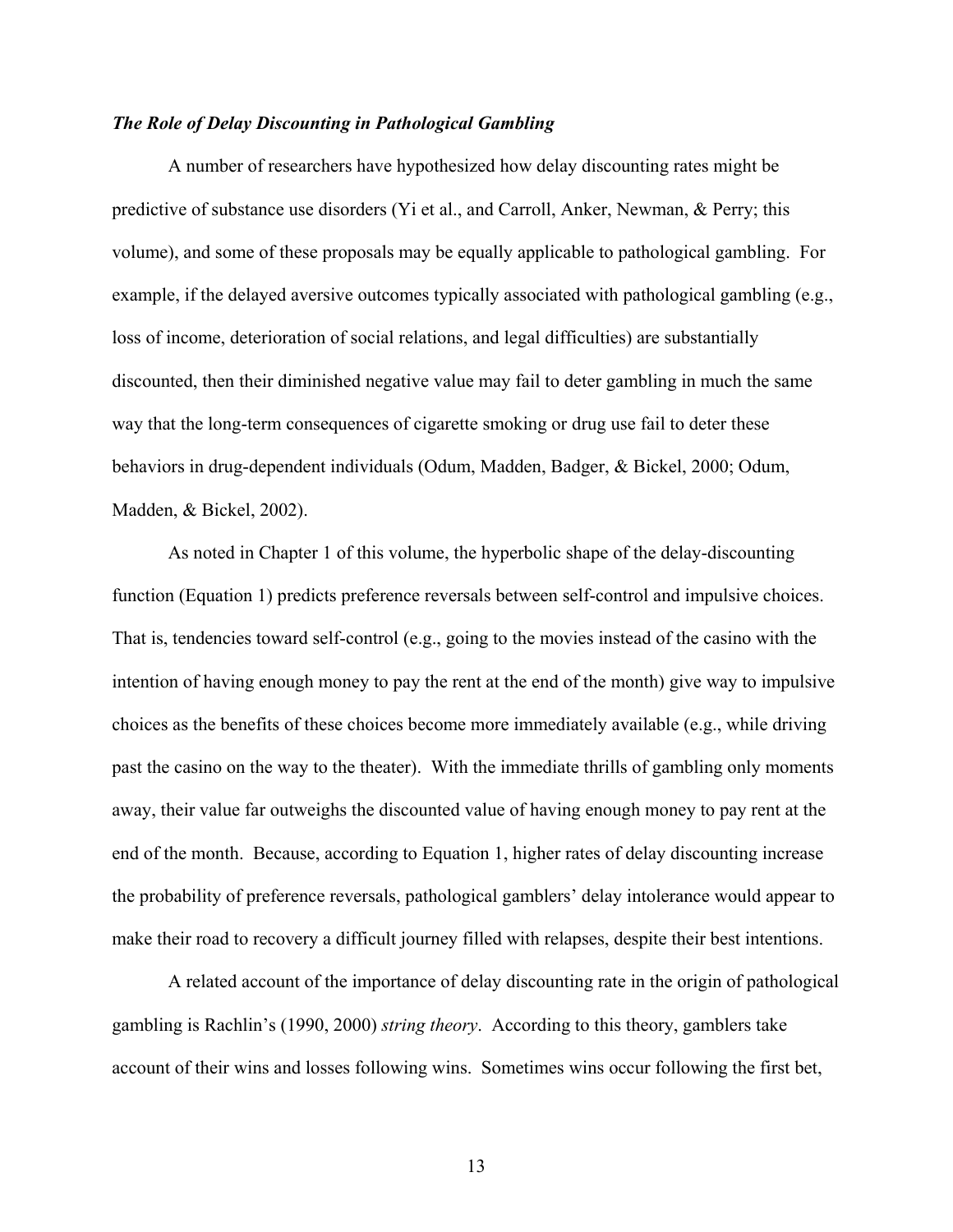### *The Role of Delay Discounting in Pathological Gambling*

A number of researchers have hypothesized how delay discounting rates might be predictive of substance use disorders (Yi et al., and Carroll, Anker, Newman, & Perry; this volume), and some of these proposals may be equally applicable to pathological gambling. For example, if the delayed aversive outcomes typically associated with pathological gambling (e.g., loss of income, deterioration of social relations, and legal difficulties) are substantially discounted, then their diminished negative value may fail to deter gambling in much the same way that the long-term consequences of cigarette smoking or drug use fail to deter these behaviors in drug-dependent individuals (Odum, Madden, Badger, & Bickel, 2000; Odum, Madden, & Bickel, 2002).

As noted in Chapter 1 of this volume, the hyperbolic shape of the delay-discounting function (Equation 1) predicts preference reversals between self-control and impulsive choices. That is, tendencies toward self-control (e.g., going to the movies instead of the casino with the intention of having enough money to pay the rent at the end of the month) give way to impulsive choices as the benefits of these choices become more immediately available (e.g., while driving past the casino on the way to the theater). With the immediate thrills of gambling only moments away, their value far outweighs the discounted value of having enough money to pay rent at the end of the month. Because, according to Equation 1, higher rates of delay discounting increase the probability of preference reversals, pathological gamblers' delay intolerance would appear to make their road to recovery a difficult journey filled with relapses, despite their best intentions.

A related account of the importance of delay discounting rate in the origin of pathological gambling is Rachlin's (1990, 2000) *string theory*. According to this theory, gamblers take account of their wins and losses following wins. Sometimes wins occur following the first bet,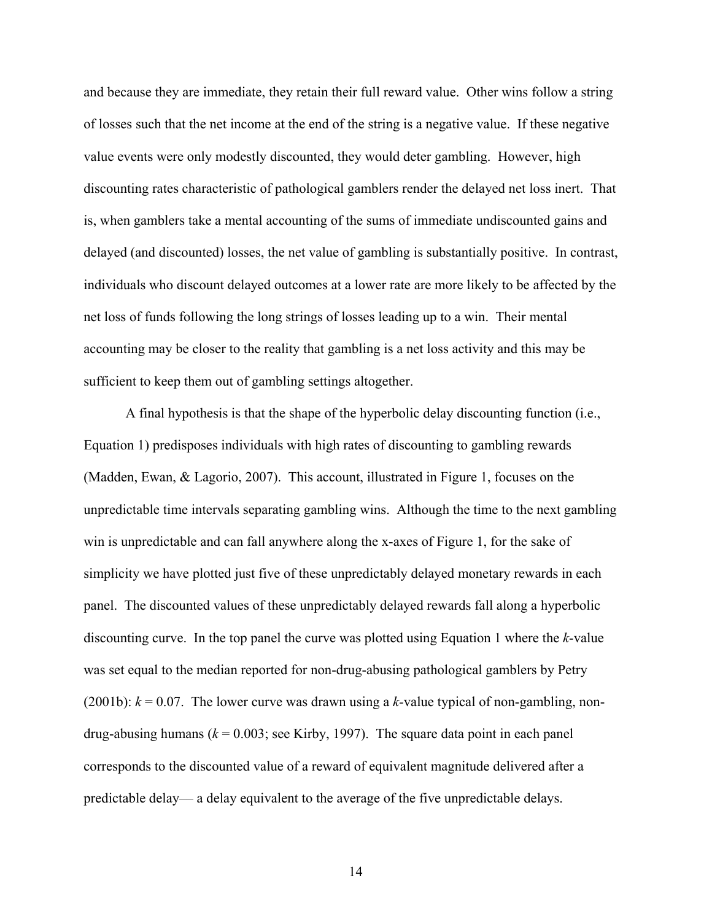and because they are immediate, they retain their full reward value. Other wins follow a string of losses such that the net income at the end of the string is a negative value. If these negative value events were only modestly discounted, they would deter gambling. However, high discounting rates characteristic of pathological gamblers render the delayed net loss inert. That is, when gamblers take a mental accounting of the sums of immediate undiscounted gains and delayed (and discounted) losses, the net value of gambling is substantially positive. In contrast, individuals who discount delayed outcomes at a lower rate are more likely to be affected by the net loss of funds following the long strings of losses leading up to a win. Their mental accounting may be closer to the reality that gambling is a net loss activity and this may be sufficient to keep them out of gambling settings altogether.

A final hypothesis is that the shape of the hyperbolic delay discounting function (i.e., Equation 1) predisposes individuals with high rates of discounting to gambling rewards (Madden, Ewan, & Lagorio, 2007). This account, illustrated in Figure 1, focuses on the unpredictable time intervals separating gambling wins. Although the time to the next gambling win is unpredictable and can fall anywhere along the x-axes of Figure 1, for the sake of simplicity we have plotted just five of these unpredictably delayed monetary rewards in each panel. The discounted values of these unpredictably delayed rewards fall along a hyperbolic discounting curve. In the top panel the curve was plotted using Equation 1 where the $k$-value was set equal to the median reported for non-drug-abusing pathological gamblers by Petry (2001b): $k = 0.07$. The lower curve was drawn using a $k$-value typical of non-gambling, non-drug-abusing humans ($k = 0.003$; see Kirby, 1997). The square data point in each panel corresponds to the discounted value of a reward of equivalent magnitude delivered after a predictable delay— a delay equivalent to the average of the five unpredictable delays.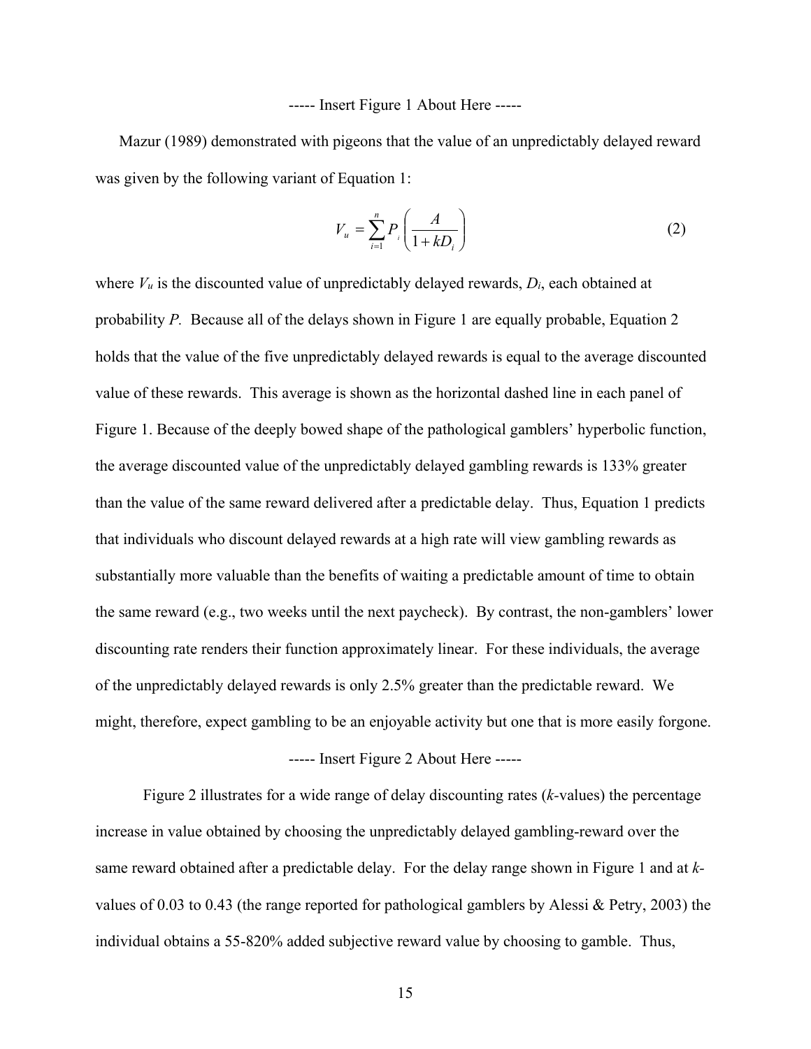----- Insert Figure 1 About Here -----

Mazur (1989) demonstrated with pigeons that the value of an unpredictably delayed reward was given by the following variant of Equation 1:

$$V_u = \sum_{i=1}^{n} P_i \left( \frac{A}{1 + kD_i} \right) \tag{2}$$

where $V_u$ is the discounted value of unpredictably delayed rewards, $D_i$, each obtained at probability $P$. Because all of the delays shown in Figure 1 are equally probable, Equation 2 holds that the value of the five unpredictably delayed rewards is equal to the average discounted value of these rewards. This average is shown as the horizontal dashed line in each panel of Figure 1. Because of the deeply bowed shape of the pathological gamblers' hyperbolic function, the average discounted value of the unpredictably delayed gambling rewards is 133% greater than the value of the same reward delivered after a predictable delay. Thus, Equation 1 predicts that individuals who discount delayed rewards at a high rate will view gambling rewards as substantially more valuable than the benefits of waiting a predictable amount of time to obtain the same reward (e.g., two weeks until the next paycheck). By contrast, the non-gamblers' lower discounting rate renders their function approximately linear. For these individuals, the average of the unpredictably delayed rewards is only 2.5% greater than the predictable reward. We might, therefore, expect gambling to be an enjoyable activity but one that is more easily forgone.

----- Insert Figure 2 About Here -----

Figure 2 illustrates for a wide range of delay discounting rates ($k$-values) the percentage increase in value obtained by choosing the unpredictably delayed gambling-reward over the same reward obtained after a predictable delay. For the delay range shown in Figure 1 and at $k$-values of 0.03 to 0.43 (the range reported for pathological gamblers by Alessi & Petry, 2003) the individual obtains a 55-820% added subjective reward value by choosing to gamble. Thus,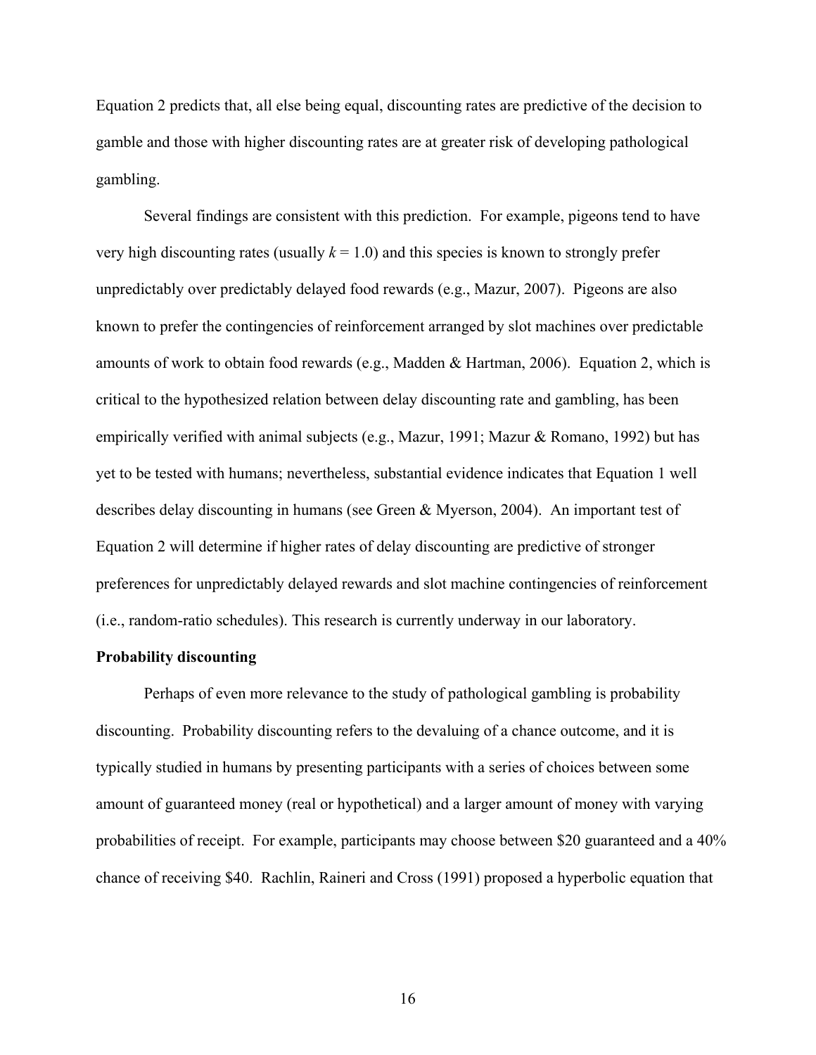Equation 2 predicts that, all else being equal, discounting rates are predictive of the decision to gamble and those with higher discounting rates are at greater risk of developing pathological gambling.

Several findings are consistent with this prediction. For example, pigeons tend to have very high discounting rates (usually $k = 1.0$) and this species is known to strongly prefer unpredictably over predictably delayed food rewards (e.g., Mazur, 2007). Pigeons are also known to prefer the contingencies of reinforcement arranged by slot machines over predictable amounts of work to obtain food rewards (e.g., Madden & Hartman, 2006). Equation 2, which is critical to the hypothesized relation between delay discounting rate and gambling, has been empirically verified with animal subjects (e.g., Mazur, 1991; Mazur & Romano, 1992) but has yet to be tested with humans; nevertheless, substantial evidence indicates that Equation 1 well describes delay discounting in humans (see Green & Myerson, 2004). An important test of Equation 2 will determine if higher rates of delay discounting are predictive of stronger preferences for unpredictably delayed rewards and slot machine contingencies of reinforcement (i.e., random-ratio schedules). This research is currently underway in our laboratory.

**Probability discounting**

Perhaps of even more relevance to the study of pathological gambling is probability discounting. Probability discounting refers to the devaluing of a chance outcome, and it is typically studied in humans by presenting participants with a series of choices between some amount of guaranteed money (real or hypothetical) and a larger amount of money with varying probabilities of receipt. For example, participants may choose between $20 guaranteed and a 40% chance of receiving $40. Rachlin, Raineri and Cross (1991) proposed a hyperbolic equation that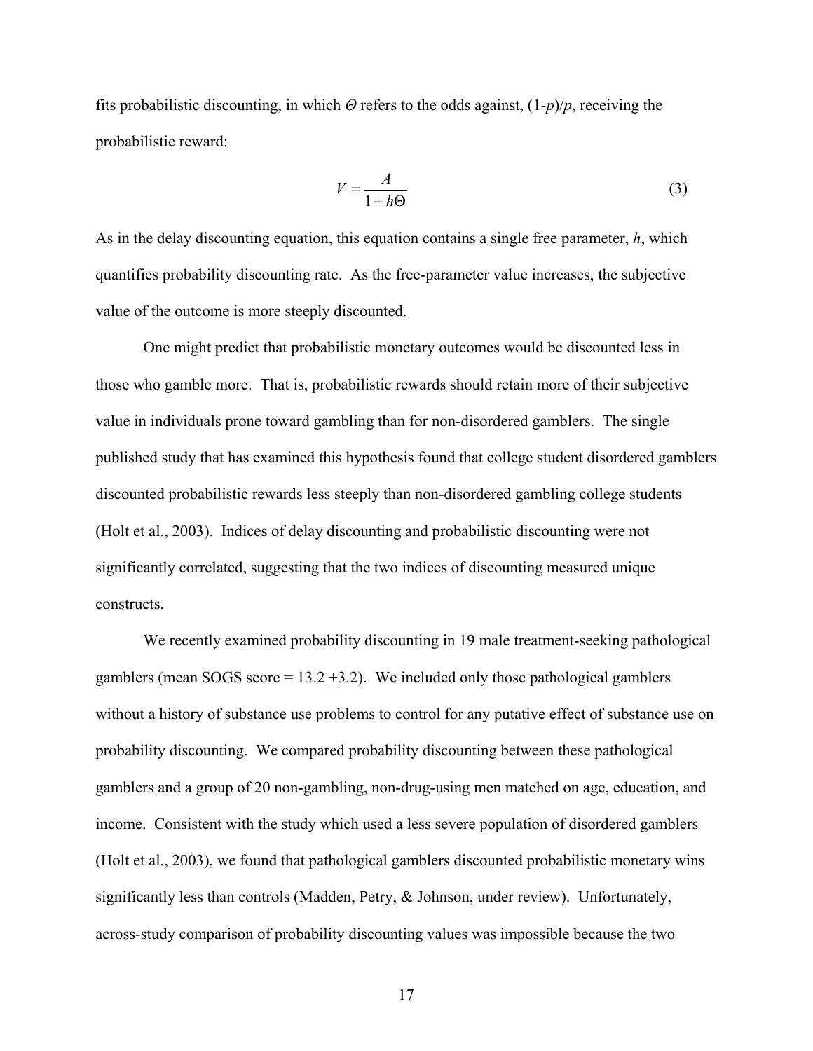fits probabilistic discounting, in which $\Theta$ refers to the odds against, $(1-p)/p$, receiving the probabilistic reward:

$$V = \frac{A}{1 + h\Theta} \tag{3}$$

As in the delay discounting equation, this equation contains a single free parameter, $h$, which quantifies probability discounting rate. As the free-parameter value increases, the subjective value of the outcome is more steeply discounted.

One might predict that probabilistic monetary outcomes would be discounted less in those who gamble more. That is, probabilistic rewards should retain more of their subjective value in individuals prone toward gambling than for non-disordered gamblers. The single published study that has examined this hypothesis found that college student disordered gamblers discounted probabilistic rewards less steeply than non-disordered gambling college students (Holt et al., 2003). Indices of delay discounting and probabilistic discounting were not significantly correlated, suggesting that the two indices of discounting measured unique constructs.

We recently examined probability discounting in 19 male treatment-seeking pathological gamblers (mean SOGS score = 13.2 $\pm$3.2). We included only those pathological gamblers without a history of substance use problems to control for any putative effect of substance use on probability discounting. We compared probability discounting between these pathological gamblers and a group of 20 non-gambling, non-drug-using men matched on age, education, and income. Consistent with the study which used a less severe population of disordered gamblers (Holt et al., 2003), we found that pathological gamblers discounted probabilistic monetary wins significantly less than controls (Madden, Petry, & Johnson, under review). Unfortunately, across-study comparison of probability discounting values was impossible because the two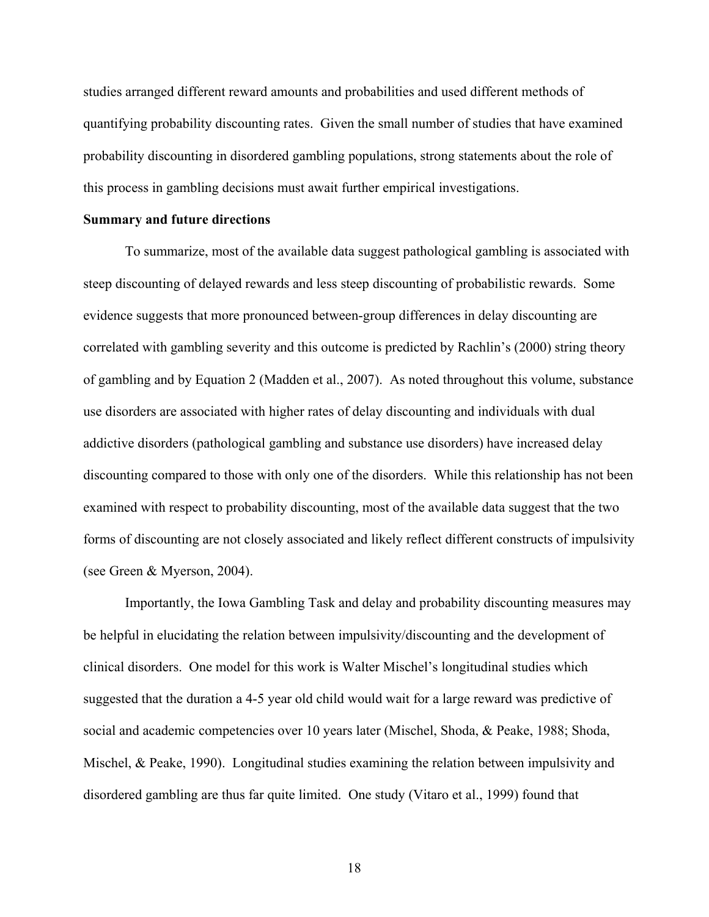studies arranged different reward amounts and probabilities and used different methods of quantifying probability discounting rates. Given the small number of studies that have examined probability discounting in disordered gambling populations, strong statements about the role of this process in gambling decisions must await further empirical investigations.

**Summary and future directions**

To summarize, most of the available data suggest pathological gambling is associated with steep discounting of delayed rewards and less steep discounting of probabilistic rewards. Some evidence suggests that more pronounced between-group differences in delay discounting are correlated with gambling severity and this outcome is predicted by Rachlin's (2000) string theory of gambling and by Equation 2 (Madden et al., 2007). As noted throughout this volume, substance use disorders are associated with higher rates of delay discounting and individuals with dual addictive disorders (pathological gambling and substance use disorders) have increased delay discounting compared to those with only one of the disorders. While this relationship has not been examined with respect to probability discounting, most of the available data suggest that the two forms of discounting are not closely associated and likely reflect different constructs of impulsivity (see Green & Myerson, 2004).

Importantly, the Iowa Gambling Task and delay and probability discounting measures may be helpful in elucidating the relation between impulsivity/discounting and the development of clinical disorders. One model for this work is Walter Mischel's longitudinal studies which suggested that the duration a 4-5 year old child would wait for a large reward was predictive of social and academic competencies over 10 years later (Mischel, Shoda, & Peake, 1988; Shoda, Mischel, & Peake, 1990). Longitudinal studies examining the relation between impulsivity and disordered gambling are thus far quite limited. One study (Vitaro et al., 1999) found that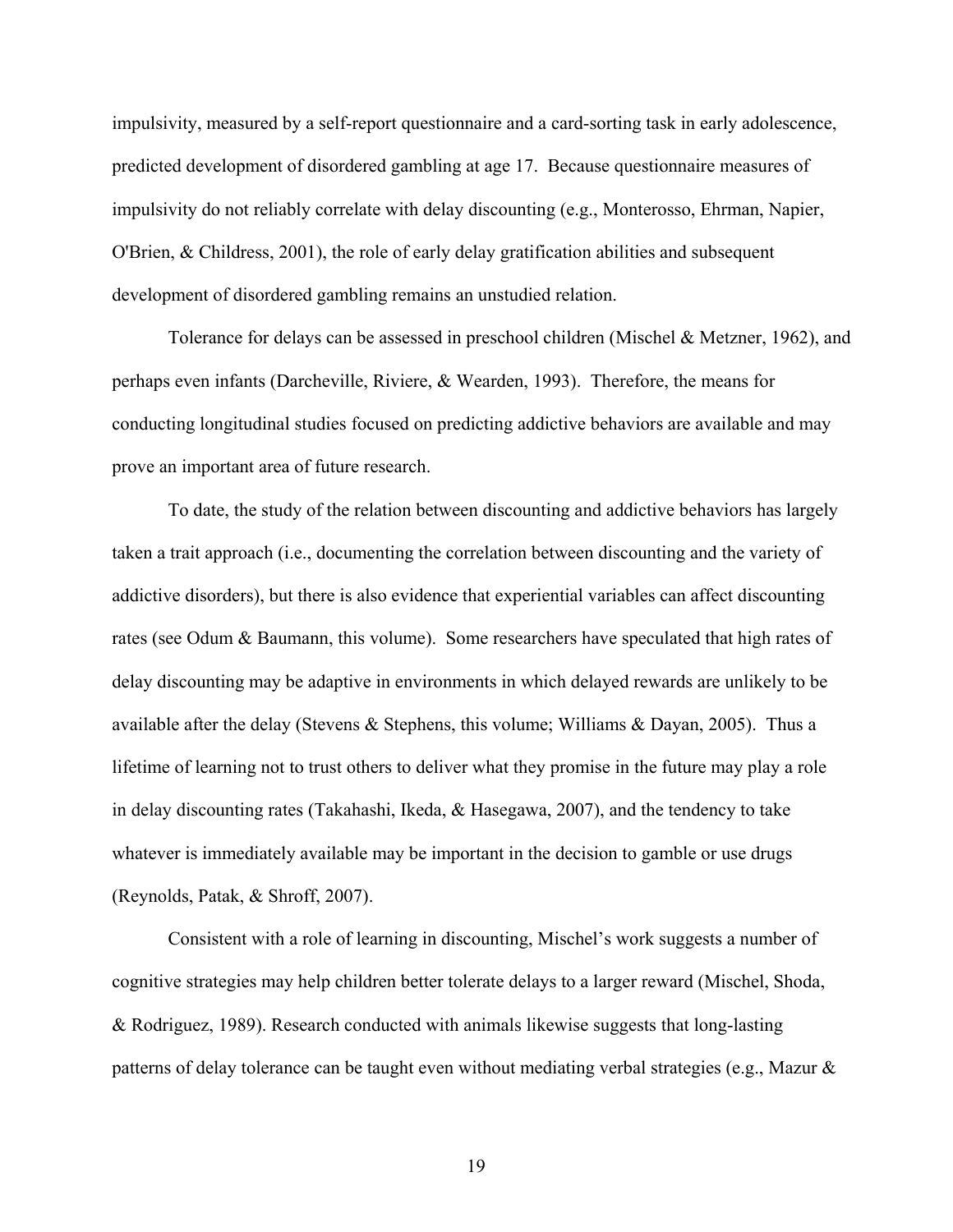impulsivity, measured by a self-report questionnaire and a card-sorting task in early adolescence, predicted development of disordered gambling at age 17. Because questionnaire measures of impulsivity do not reliably correlate with delay discounting (e.g., Monterosso, Ehrman, Napier, O'Brien, & Childress, 2001), the role of early delay gratification abilities and subsequent development of disordered gambling remains an unstudied relation.

Tolerance for delays can be assessed in preschool children (Mischel & Metzner, 1962), and perhaps even infants (Darcheville, Riviere, & Wearden, 1993). Therefore, the means for conducting longitudinal studies focused on predicting addictive behaviors are available and may prove an important area of future research.

To date, the study of the relation between discounting and addictive behaviors has largely taken a trait approach (i.e., documenting the correlation between discounting and the variety of addictive disorders), but there is also evidence that experiential variables can affect discounting rates (see Odum & Baumann, this volume). Some researchers have speculated that high rates of delay discounting may be adaptive in environments in which delayed rewards are unlikely to be available after the delay (Stevens & Stephens, this volume; Williams & Dayan, 2005). Thus a lifetime of learning not to trust others to deliver what they promise in the future may play a role in delay discounting rates (Takahashi, Ikeda, & Hasegawa, 2007), and the tendency to take whatever is immediately available may be important in the decision to gamble or use drugs (Reynolds, Patak, & Shroff, 2007).

Consistent with a role of learning in discounting, Mischel's work suggests a number of cognitive strategies may help children better tolerate delays to a larger reward (Mischel, Shoda, & Rodriguez, 1989). Research conducted with animals likewise suggests that long-lasting patterns of delay tolerance can be taught even without mediating verbal strategies (e.g., Mazur &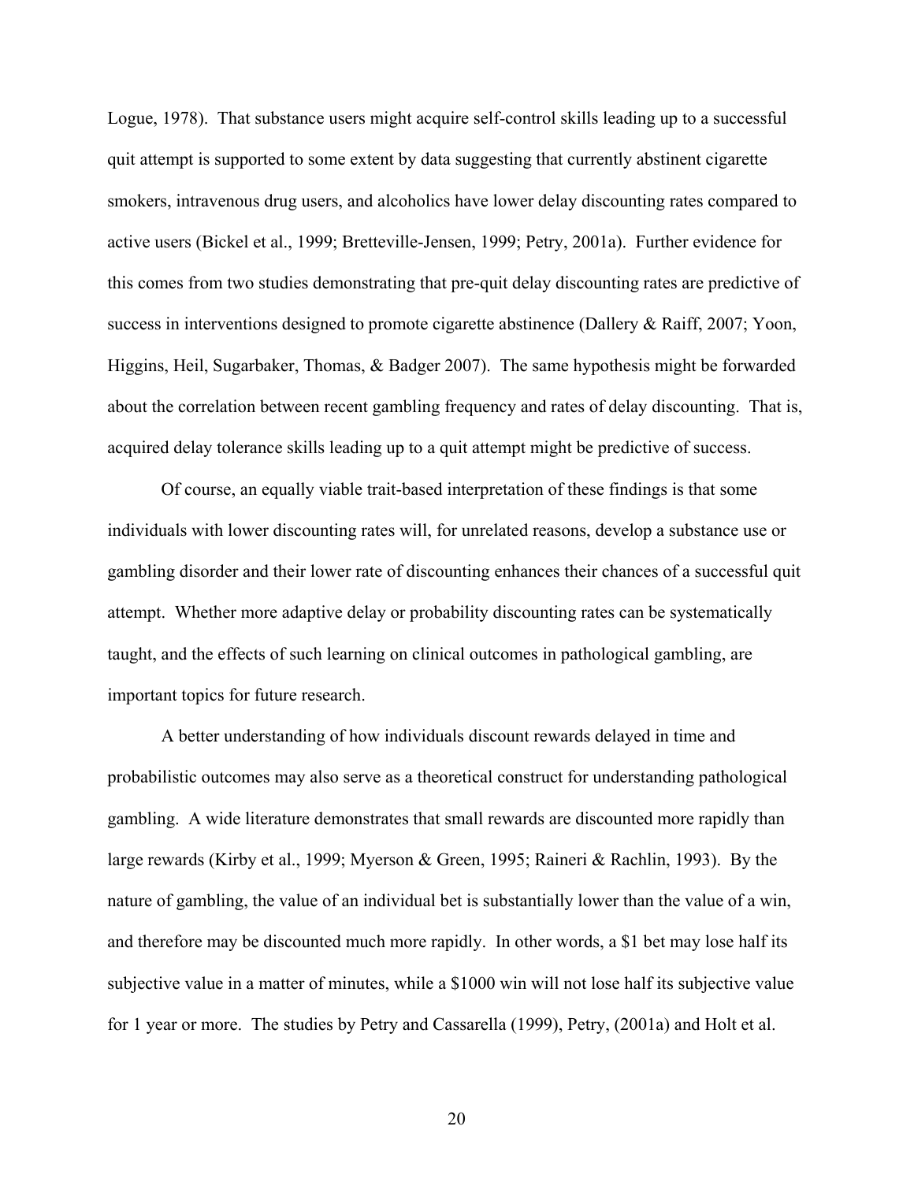Logue, 1978). That substance users might acquire self-control skills leading up to a successful quit attempt is supported to some extent by data suggesting that currently abstinent cigarette smokers, intravenous drug users, and alcoholics have lower delay discounting rates compared to active users (Bickel et al., 1999; Bretteville-Jensen, 1999; Petry, 2001a). Further evidence for this comes from two studies demonstrating that pre-quit delay discounting rates are predictive of success in interventions designed to promote cigarette abstinence (Dallery & Raiff, 2007; Yoon, Higgins, Heil, Sugarbaker, Thomas, & Badger 2007). The same hypothesis might be forwarded about the correlation between recent gambling frequency and rates of delay discounting. That is, acquired delay tolerance skills leading up to a quit attempt might be predictive of success.

Of course, an equally viable trait-based interpretation of these findings is that some individuals with lower discounting rates will, for unrelated reasons, develop a substance use or gambling disorder and their lower rate of discounting enhances their chances of a successful quit attempt. Whether more adaptive delay or probability discounting rates can be systematically taught, and the effects of such learning on clinical outcomes in pathological gambling, are important topics for future research.

A better understanding of how individuals discount rewards delayed in time and probabilistic outcomes may also serve as a theoretical construct for understanding pathological gambling. A wide literature demonstrates that small rewards are discounted more rapidly than large rewards (Kirby et al., 1999; Myerson & Green, 1995; Raineri & Rachlin, 1993). By the nature of gambling, the value of an individual bet is substantially lower than the value of a win, and therefore may be discounted much more rapidly. In other words, a $1 bet may lose half its subjective value in a matter of minutes, while a $1000 win will not lose half its subjective value for 1 year or more. The studies by Petry and Cassarella (1999), Petry, (2001a) and Holt et al.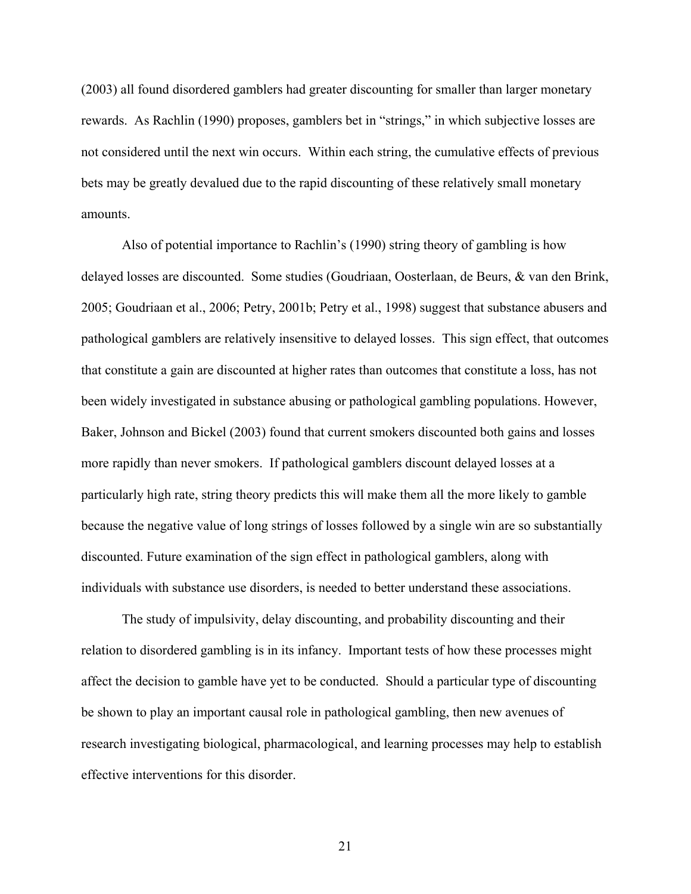(2003) all found disordered gamblers had greater discounting for smaller than larger monetary rewards. As Rachlin (1990) proposes, gamblers bet in "strings," in which subjective losses are not considered until the next win occurs. Within each string, the cumulative effects of previous bets may be greatly devalued due to the rapid discounting of these relatively small monetary amounts.

Also of potential importance to Rachlin's (1990) string theory of gambling is how delayed losses are discounted. Some studies (Goudriaan, Oosterlaan, de Beurs, & van den Brink, 2005; Goudriaan et al., 2006; Petry, 2001b; Petry et al., 1998) suggest that substance abusers and pathological gamblers are relatively insensitive to delayed losses. This sign effect, that outcomes that constitute a gain are discounted at higher rates than outcomes that constitute a loss, has not been widely investigated in substance abusing or pathological gambling populations. However, Baker, Johnson and Bickel (2003) found that current smokers discounted both gains and losses more rapidly than never smokers. If pathological gamblers discount delayed losses at a particularly high rate, string theory predicts this will make them all the more likely to gamble because the negative value of long strings of losses followed by a single win are so substantially discounted. Future examination of the sign effect in pathological gamblers, along with individuals with substance use disorders, is needed to better understand these associations.

The study of impulsivity, delay discounting, and probability discounting and their relation to disordered gambling is in its infancy. Important tests of how these processes might affect the decision to gamble have yet to be conducted. Should a particular type of discounting be shown to play an important causal role in pathological gambling, then new avenues of research investigating biological, pharmacological, and learning processes may help to establish effective interventions for this disorder.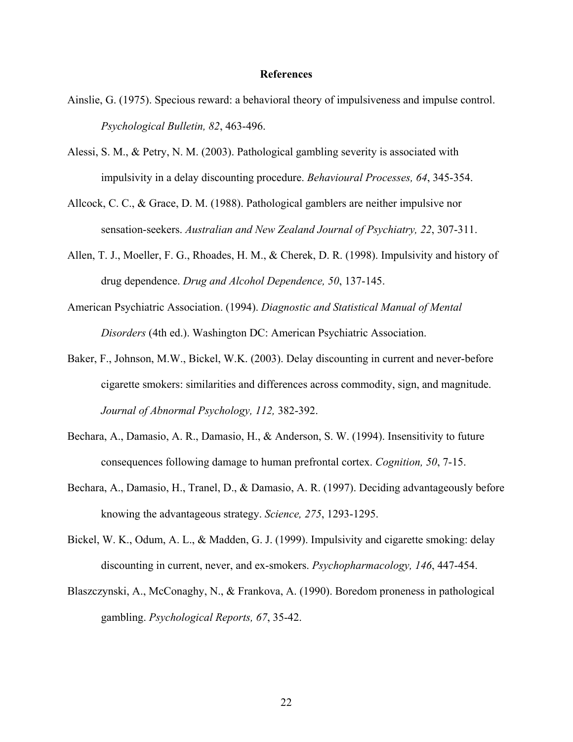## References

Ainslie, G. (1975). Specious reward: a behavioral theory of impulsiveness and impulse control. *Psychological Bulletin, 82*, 463-496.

Alessi, S. M., & Petry, N. M. (2003). Pathological gambling severity is associated with impulsivity in a delay discounting procedure. *Behavioural Processes, 64*, 345-354.

Allcock, C. C., & Grace, D. M. (1988). Pathological gamblers are neither impulsive nor sensation-seekers. *Australian and New Zealand Journal of Psychiatry, 22*, 307-311.

Allen, T. J., Moeller, F. G., Rhoades, H. M., & Cherek, D. R. (1998). Impulsivity and history of drug dependence. *Drug and Alcohol Dependence, 50*, 137-145.

American Psychiatric Association. (1994). *Diagnostic and Statistical Manual of Mental Disorders* (4th ed.). Washington DC: American Psychiatric Association.

Baker, F., Johnson, M.W., Bickel, W.K. (2003). Delay discounting in current and never-before cigarette smokers: similarities and differences across commodity, sign, and magnitude. *Journal of Abnormal Psychology, 112,* 382-392.

Bechara, A., Damasio, A. R., Damasio, H., & Anderson, S. W. (1994). Insensitivity to future consequences following damage to human prefrontal cortex. *Cognition, 50*, 7-15.

Bechara, A., Damasio, H., Tranel, D., & Damasio, A. R. (1997). Deciding advantageously before knowing the advantageous strategy. *Science, 275*, 1293-1295.

Bickel, W. K., Odum, A. L., & Madden, G. J. (1999). Impulsivity and cigarette smoking: delay discounting in current, never, and ex-smokers. *Psychopharmacology, 146*, 447-454.

Blaszczynski, A., McConaghy, N., & Frankova, A. (1990). Boredom proneness in pathological gambling. *Psychological Reports, 67*, 35-42.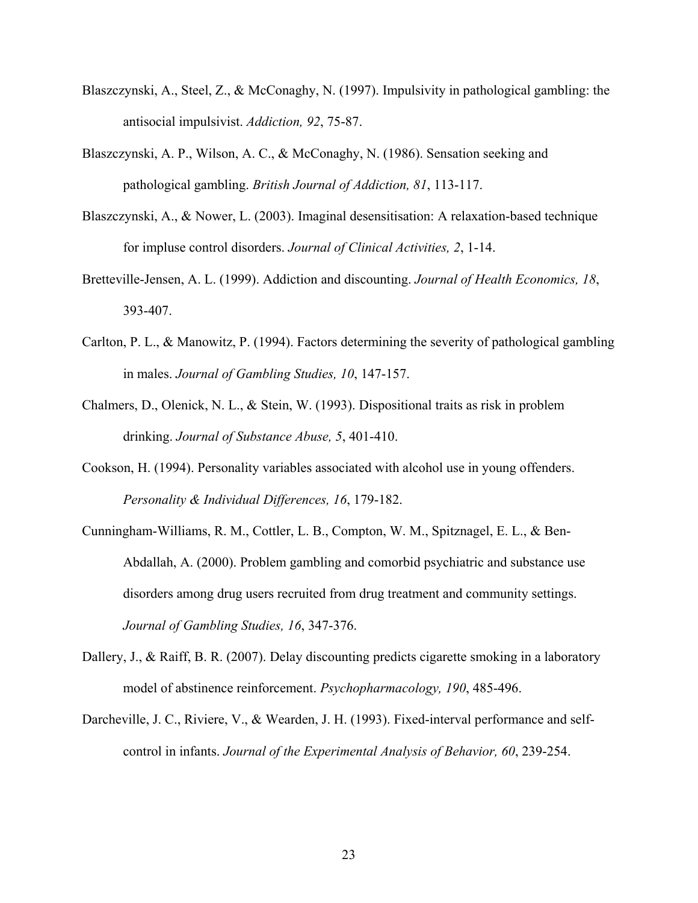Blaszczynski, A., Steel, Z., & McConaghy, N. (1997). Impulsivity in pathological gambling: the antisocial impulsivist. *Addiction, 92*, 75-87.

Blaszczynski, A. P., Wilson, A. C., & McConaghy, N. (1986). Sensation seeking and pathological gambling. *British Journal of Addiction, 81*, 113-117.

Blaszczynski, A., & Nower, L. (2003). Imaginal desensitisation: A relaxation-based technique for impluse control disorders. *Journal of Clinical Activities, 2*, 1-14.

Bretteville-Jensen, A. L. (1999). Addiction and discounting. *Journal of Health Economics, 18*, 393-407.

Carlton, P. L., & Manowitz, P. (1994). Factors determining the severity of pathological gambling in males. *Journal of Gambling Studies, 10*, 147-157.

Chalmers, D., Olenick, N. L., & Stein, W. (1993). Dispositional traits as risk in problem drinking. *Journal of Substance Abuse, 5*, 401-410.

Cookson, H. (1994). Personality variables associated with alcohol use in young offenders. *Personality & Individual Differences, 16*, 179-182.

Cunningham-Williams, R. M., Cottler, L. B., Compton, W. M., Spitznagel, E. L., & Ben-Abdallah, A. (2000). Problem gambling and comorbid psychiatric and substance use disorders among drug users recruited from drug treatment and community settings. *Journal of Gambling Studies, 16*, 347-376.

Dallery, J., & Raiff, B. R. (2007). Delay discounting predicts cigarette smoking in a laboratory model of abstinence reinforcement. *Psychopharmacology, 190*, 485-496.

Darcheville, J. C., Riviere, V., & Wearden, J. H. (1993). Fixed-interval performance and self-control in infants. *Journal of the Experimental Analysis of Behavior, 60*, 239-254.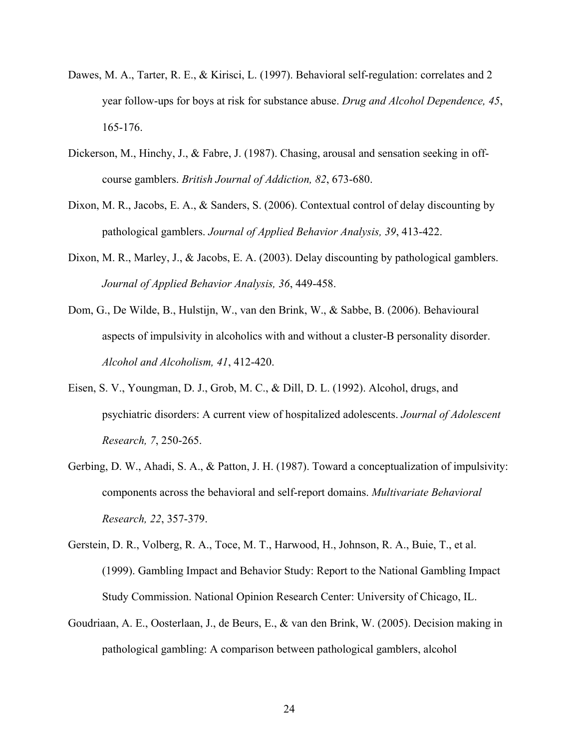Dawes, M. A., Tarter, R. E., & Kirisci, L. (1997). Behavioral self-regulation: correlates and 2 year follow-ups for boys at risk for substance abuse. *Drug and Alcohol Dependence, 45*, 165-176.

Dickerson, M., Hinchy, J., & Fabre, J. (1987). Chasing, arousal and sensation seeking in off-course gamblers. *British Journal of Addiction, 82*, 673-680.

Dixon, M. R., Jacobs, E. A., & Sanders, S. (2006). Contextual control of delay discounting by pathological gamblers. *Journal of Applied Behavior Analysis, 39*, 413-422.

Dixon, M. R., Marley, J., & Jacobs, E. A. (2003). Delay discounting by pathological gamblers. *Journal of Applied Behavior Analysis, 36*, 449-458.

Dom, G., De Wilde, B., Hulstijn, W., van den Brink, W., & Sabbe, B. (2006). Behavioural aspects of impulsivity in alcoholics with and without a cluster-B personality disorder. *Alcohol and Alcoholism, 41*, 412-420.

Eisen, S. V., Youngman, D. J., Grob, M. C., & Dill, D. L. (1992). Alcohol, drugs, and psychiatric disorders: A current view of hospitalized adolescents. *Journal of Adolescent Research, 7*, 250-265.

Gerbing, D. W., Ahadi, S. A., & Patton, J. H. (1987). Toward a conceptualization of impulsivity: components across the behavioral and self-report domains. *Multivariate Behavioral Research, 22*, 357-379.

Gerstein, D. R., Volberg, R. A., Toce, M. T., Harwood, H., Johnson, R. A., Buie, T., et al. (1999). Gambling Impact and Behavior Study: Report to the National Gambling Impact Study Commission. National Opinion Research Center: University of Chicago, IL.

Goudriaan, A. E., Oosterlaan, J., de Beurs, E., & van den Brink, W. (2005). Decision making in pathological gambling: A comparison between pathological gamblers, alcohol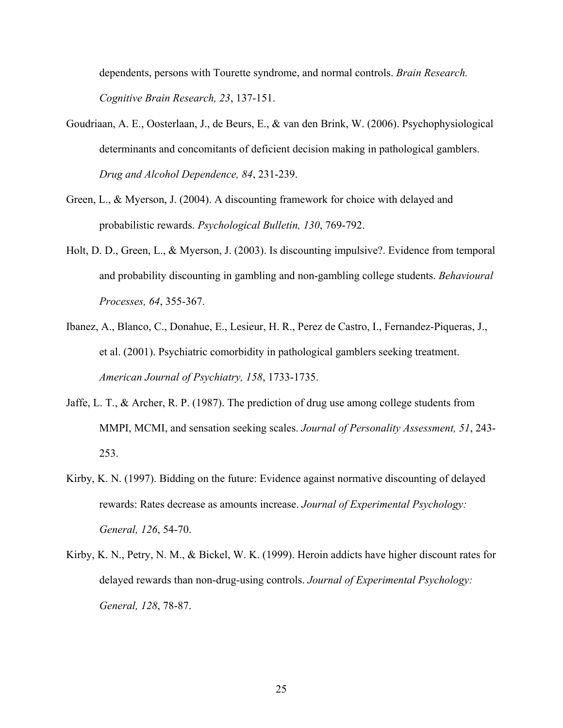dependents, persons with Tourette syndrome, and normal controls. *Brain Research. Cognitive Brain Research, 23*, 137-151.

Goudriaan, A. E., Oosterlaan, J., de Beurs, E., & van den Brink, W. (2006). Psychophysiological determinants and concomitants of deficient decision making in pathological gamblers. *Drug and Alcohol Dependence, 84*, 231-239.

Green, L., & Myerson, J. (2004). A discounting framework for choice with delayed and probabilistic rewards. *Psychological Bulletin, 130*, 769-792.

Holt, D. D., Green, L., & Myerson, J. (2003). Is discounting impulsive?. Evidence from temporal and probability discounting in gambling and non-gambling college students. *Behavioural Processes, 64*, 355-367.

Ibanez, A., Blanco, C., Donahue, E., Lesieur, H. R., Perez de Castro, I., Fernandez-Piqueras, J., et al. (2001). Psychiatric comorbidity in pathological gamblers seeking treatment. *American Journal of Psychiatry, 158*, 1733-1735.

Jaffe, L. T., & Archer, R. P. (1987). The prediction of drug use among college students from MMPI, MCMI, and sensation seeking scales. *Journal of Personality Assessment, 51*, 243-253.

Kirby, K. N. (1997). Bidding on the future: Evidence against normative discounting of delayed rewards: Rates decrease as amounts increase. *Journal of Experimental Psychology: General, 126*, 54-70.

Kirby, K. N., Petry, N. M., & Bickel, W. K. (1999). Heroin addicts have higher discount rates for delayed rewards than non-drug-using controls. *Journal of Experimental Psychology: General, 128*, 78-87.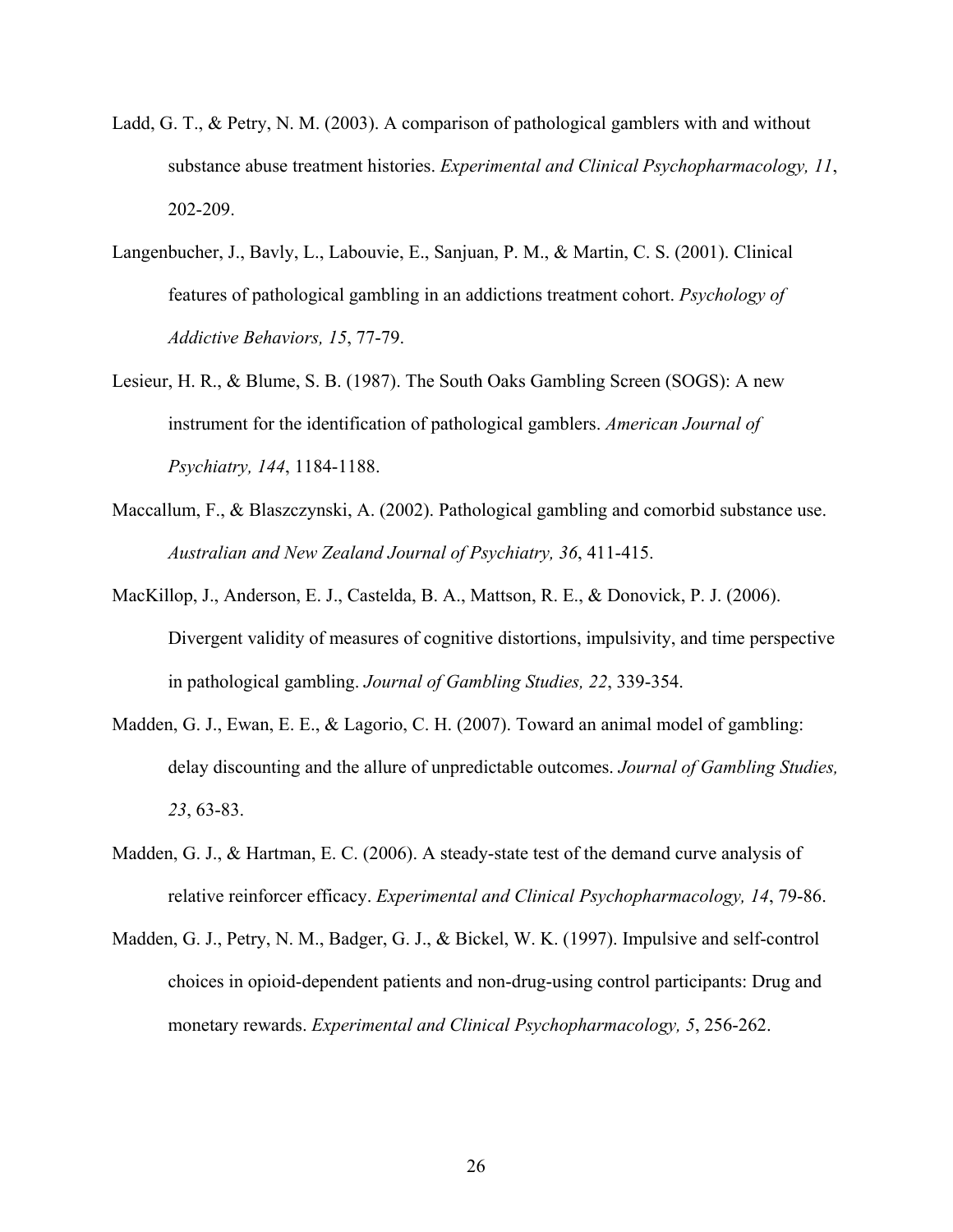Ladd, G. T., & Petry, N. M. (2003). A comparison of pathological gamblers with and without substance abuse treatment histories. *Experimental and Clinical Psychopharmacology, 11*, 202-209.

Langenbucher, J., Bavly, L., Labouvie, E., Sanjuan, P. M., & Martin, C. S. (2001). Clinical features of pathological gambling in an addictions treatment cohort. *Psychology of Addictive Behaviors, 15*, 77-79.

Lesieur, H. R., & Blume, S. B. (1987). The South Oaks Gambling Screen (SOGS): A new instrument for the identification of pathological gamblers. *American Journal of Psychiatry, 144*, 1184-1188.

Maccallum, F., & Blaszczynski, A. (2002). Pathological gambling and comorbid substance use. *Australian and New Zealand Journal of Psychiatry, 36*, 411-415.

MacKillop, J., Anderson, E. J., Castelda, B. A., Mattson, R. E., & Donovick, P. J. (2006). Divergent validity of measures of cognitive distortions, impulsivity, and time perspective in pathological gambling. *Journal of Gambling Studies, 22*, 339-354.

Madden, G. J., Ewan, E. E., & Lagorio, C. H. (2007). Toward an animal model of gambling: delay discounting and the allure of unpredictable outcomes. *Journal of Gambling Studies, 23*, 63-83.

Madden, G. J., & Hartman, E. C. (2006). A steady-state test of the demand curve analysis of relative reinforcer efficacy. *Experimental and Clinical Psychopharmacology, 14*, 79-86.

Madden, G. J., Petry, N. M., Badger, G. J., & Bickel, W. K. (1997). Impulsive and self-control choices in opioid-dependent patients and non-drug-using control participants: Drug and monetary rewards. *Experimental and Clinical Psychopharmacology, 5*, 256-262.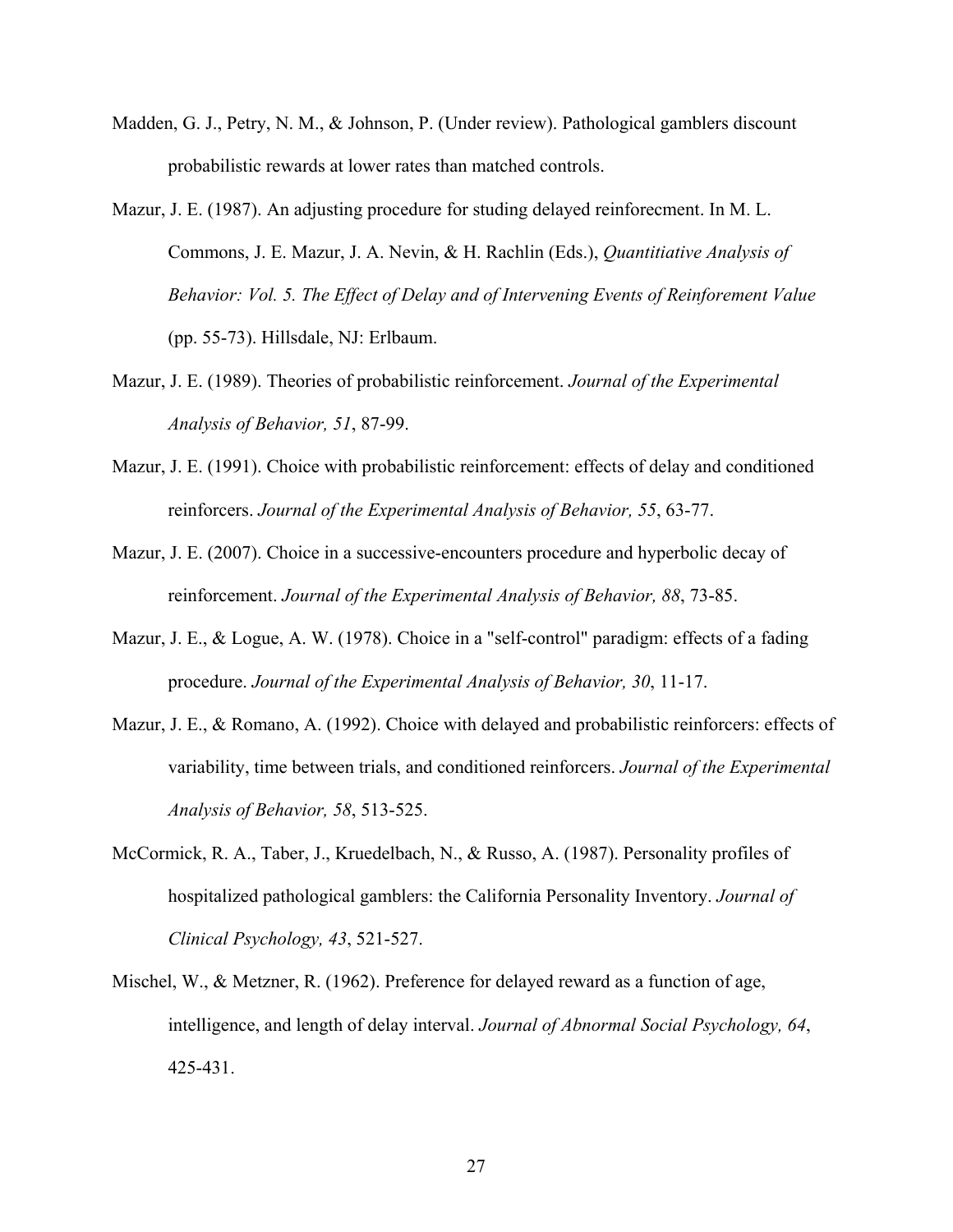Madden, G. J., Petry, N. M., & Johnson, P. (Under review). Pathological gamblers discount probabilistic rewards at lower rates than matched controls.

Mazur, J. E. (1987). An adjusting procedure for studing delayed reinforecment. In M. L. Commons, J. E. Mazur, J. A. Nevin, & H. Rachlin (Eds.), *Quantitiative Analysis of Behavior: Vol. 5. The Effect of Delay and of Intervening Events of Reinforement Value* (pp. 55-73). Hillsdale, NJ: Erlbaum.

Mazur, J. E. (1989). Theories of probabilistic reinforcement. *Journal of the Experimental Analysis of Behavior, 51*, 87-99.

Mazur, J. E. (1991). Choice with probabilistic reinforcement: effects of delay and conditioned reinforcers. *Journal of the Experimental Analysis of Behavior, 55*, 63-77.

Mazur, J. E. (2007). Choice in a successive-encounters procedure and hyperbolic decay of reinforcement. *Journal of the Experimental Analysis of Behavior, 88*, 73-85.

Mazur, J. E., & Logue, A. W. (1978). Choice in a "self-control" paradigm: effects of a fading procedure. *Journal of the Experimental Analysis of Behavior, 30*, 11-17.

Mazur, J. E., & Romano, A. (1992). Choice with delayed and probabilistic reinforcers: effects of variability, time between trials, and conditioned reinforcers. *Journal of the Experimental Analysis of Behavior, 58*, 513-525.

McCormick, R. A., Taber, J., Kruedelbach, N., & Russo, A. (1987). Personality profiles of hospitalized pathological gamblers: the California Personality Inventory. *Journal of Clinical Psychology, 43*, 521-527.

Mischel, W., & Metzner, R. (1962). Preference for delayed reward as a function of age, intelligence, and length of delay interval. *Journal of Abnormal Social Psychology, 64*, 425-431.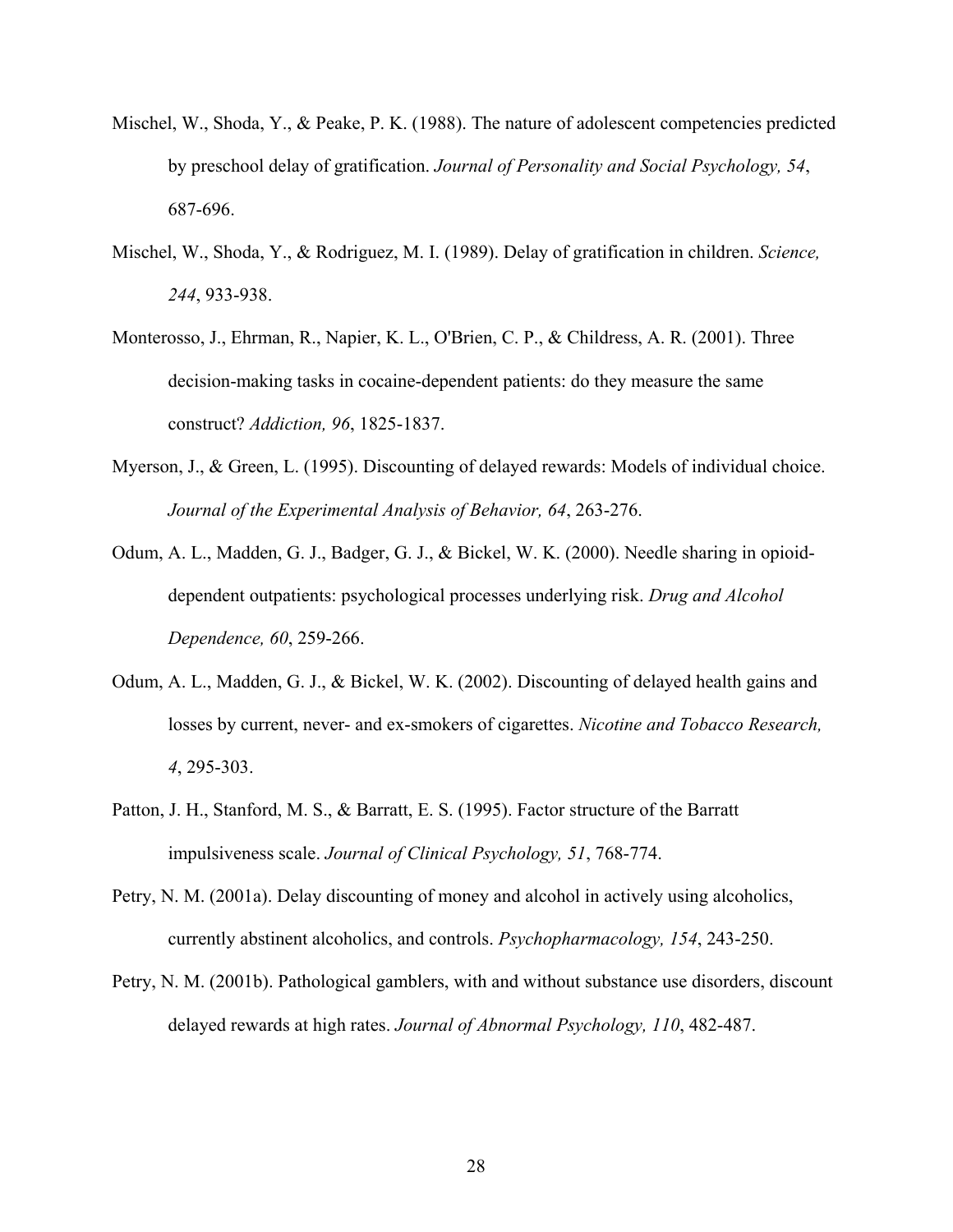Mischel, W., Shoda, Y., & Peake, P. K. (1988). The nature of adolescent competencies predicted by preschool delay of gratification. *Journal of Personality and Social Psychology, 54*, 687-696.

Mischel, W., Shoda, Y., & Rodriguez, M. I. (1989). Delay of gratification in children. *Science, 244*, 933-938.

Monterosso, J., Ehrman, R., Napier, K. L., O'Brien, C. P., & Childress, A. R. (2001). Three decision-making tasks in cocaine-dependent patients: do they measure the same construct? *Addiction, 96*, 1825-1837.

Myerson, J., & Green, L. (1995). Discounting of delayed rewards: Models of individual choice. *Journal of the Experimental Analysis of Behavior, 64*, 263-276.

Odum, A. L., Madden, G. J., Badger, G. J., & Bickel, W. K. (2000). Needle sharing in opioid-dependent outpatients: psychological processes underlying risk. *Drug and Alcohol Dependence, 60*, 259-266.

Odum, A. L., Madden, G. J., & Bickel, W. K. (2002). Discounting of delayed health gains and losses by current, never- and ex-smokers of cigarettes. *Nicotine and Tobacco Research, 4*, 295-303.

Patton, J. H., Stanford, M. S., & Barratt, E. S. (1995). Factor structure of the Barratt impulsiveness scale. *Journal of Clinical Psychology, 51*, 768-774.

Petry, N. M. (2001a). Delay discounting of money and alcohol in actively using alcoholics, currently abstinent alcoholics, and controls. *Psychopharmacology, 154*, 243-250.

Petry, N. M. (2001b). Pathological gamblers, with and without substance use disorders, discount delayed rewards at high rates. *Journal of Abnormal Psychology, 110*, 482-487.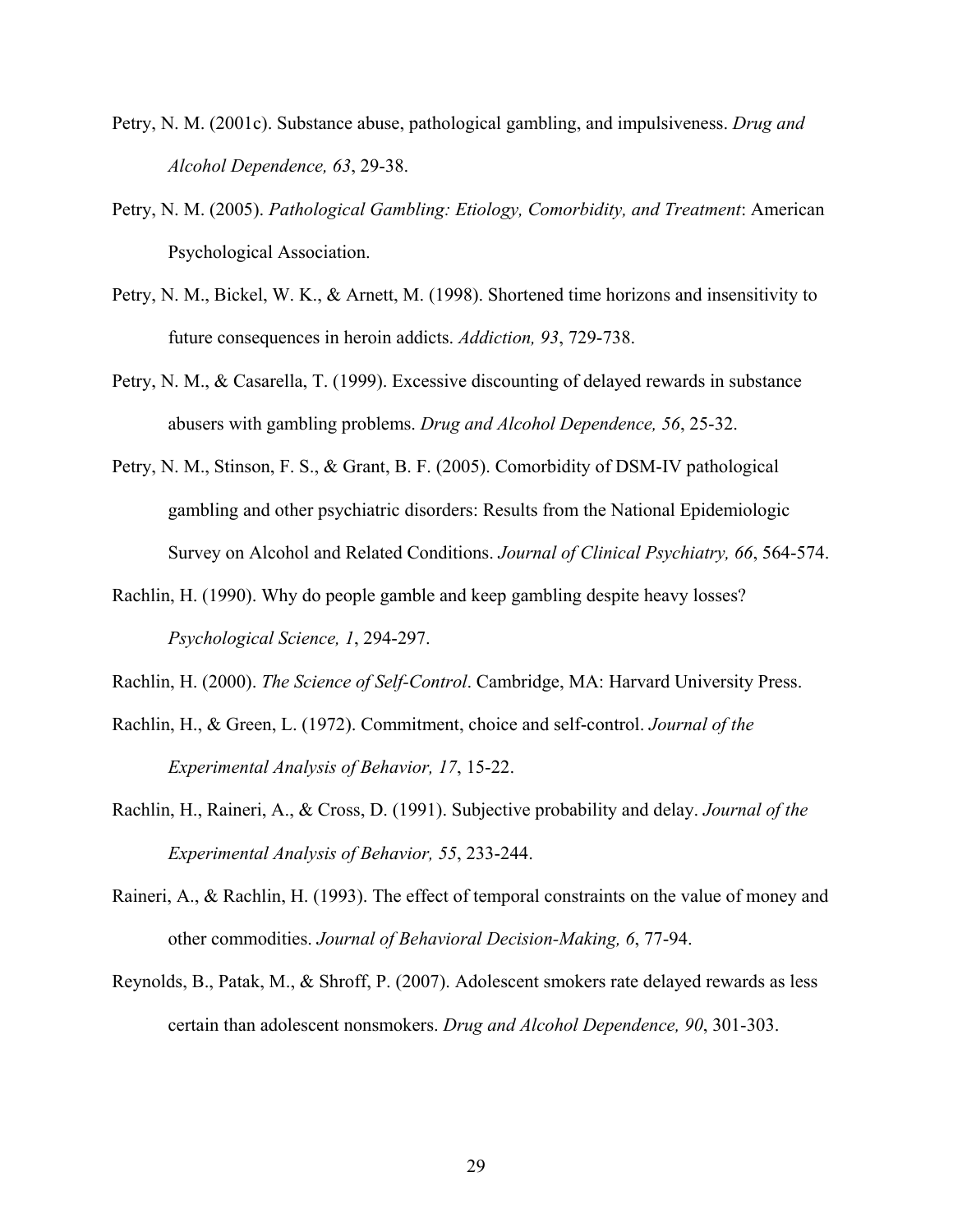Petry, N. M. (2001c). Substance abuse, pathological gambling, and impulsiveness. *Drug and Alcohol Dependence, 63*, 29-38.

Petry, N. M. (2005). *Pathological Gambling: Etiology, Comorbidity, and Treatment*: American Psychological Association.

Petry, N. M., Bickel, W. K., & Arnett, M. (1998). Shortened time horizons and insensitivity to future consequences in heroin addicts. *Addiction, 93*, 729-738.

Petry, N. M., & Casarella, T. (1999). Excessive discounting of delayed rewards in substance abusers with gambling problems. *Drug and Alcohol Dependence, 56*, 25-32.

Petry, N. M., Stinson, F. S., & Grant, B. F. (2005). Comorbidity of DSM-IV pathological gambling and other psychiatric disorders: Results from the National Epidemiologic Survey on Alcohol and Related Conditions. *Journal of Clinical Psychiatry, 66*, 564-574.

Rachlin, H. (1990). Why do people gamble and keep gambling despite heavy losses? *Psychological Science, 1*, 294-297.

Rachlin, H. (2000). *The Science of Self-Control*. Cambridge, MA: Harvard University Press.

Rachlin, H., & Green, L. (1972). Commitment, choice and self-control. *Journal of the Experimental Analysis of Behavior, 17*, 15-22.

Rachlin, H., Raineri, A., & Cross, D. (1991). Subjective probability and delay. *Journal of the Experimental Analysis of Behavior, 55*, 233-244.

Raineri, A., & Rachlin, H. (1993). The effect of temporal constraints on the value of money and other commodities. *Journal of Behavioral Decision-Making, 6*, 77-94.

Reynolds, B., Patak, M., & Shroff, P. (2007). Adolescent smokers rate delayed rewards as less certain than adolescent nonsmokers. *Drug and Alcohol Dependence, 90*, 301-303.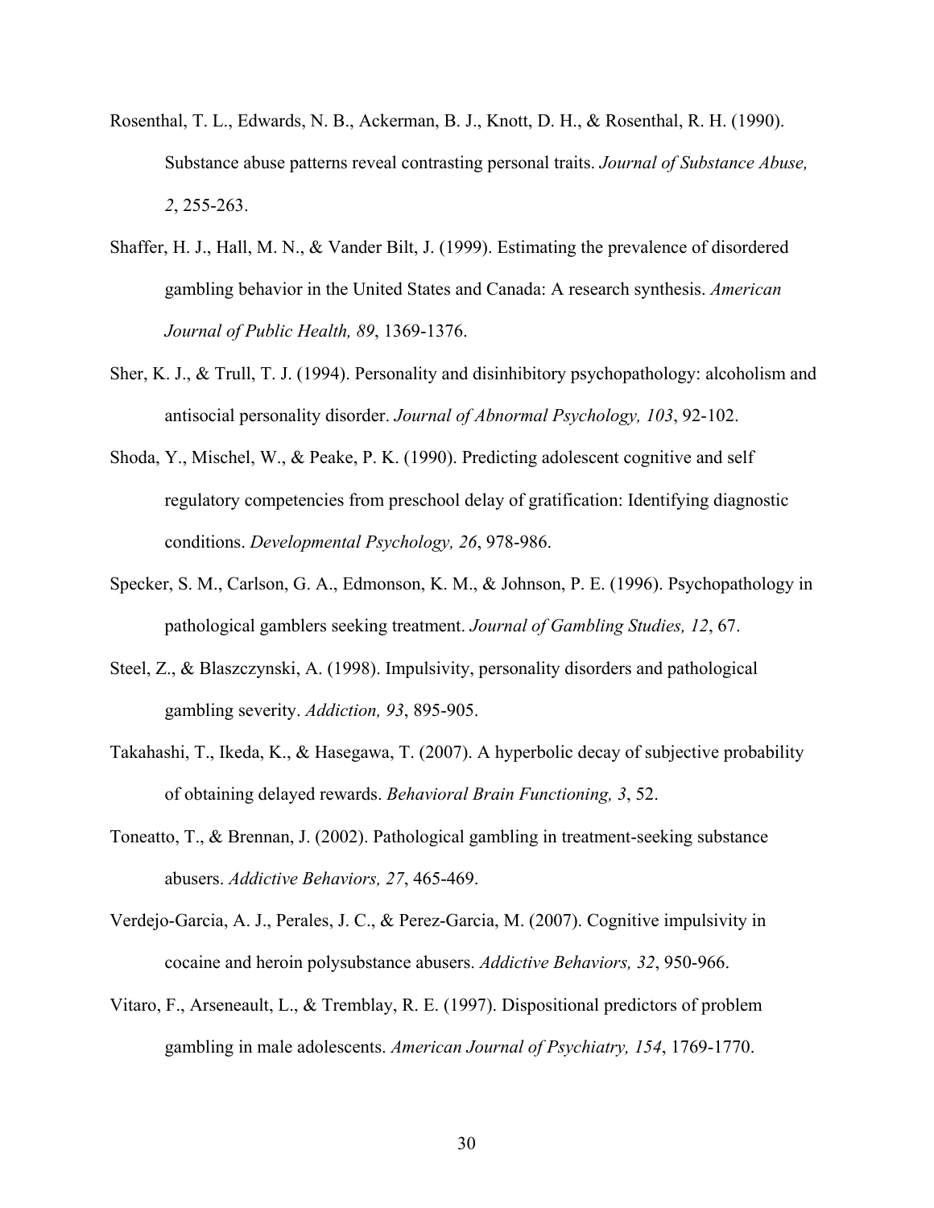Rosenthal, T. L., Edwards, N. B., Ackerman, B. J., Knott, D. H., & Rosenthal, R. H. (1990). Substance abuse patterns reveal contrasting personal traits. *Journal of Substance Abuse, 2*, 255-263.

Shaffer, H. J., Hall, M. N., & Vander Bilt, J. (1999). Estimating the prevalence of disordered gambling behavior in the United States and Canada: A research synthesis. *American Journal of Public Health, 89*, 1369-1376.

Sher, K. J., & Trull, T. J. (1994). Personality and disinhibitory psychopathology: alcoholism and antisocial personality disorder. *Journal of Abnormal Psychology, 103*, 92-102.

Shoda, Y., Mischel, W., & Peake, P. K. (1990). Predicting adolescent cognitive and self regulatory competencies from preschool delay of gratification: Identifying diagnostic conditions. *Developmental Psychology, 26*, 978-986.

Specker, S. M., Carlson, G. A., Edmonson, K. M., & Johnson, P. E. (1996). Psychopathology in pathological gamblers seeking treatment. *Journal of Gambling Studies, 12*, 67.

Steel, Z., & Blaszczynski, A. (1998). Impulsivity, personality disorders and pathological gambling severity. *Addiction, 93*, 895-905.

Takahashi, T., Ikeda, K., & Hasegawa, T. (2007). A hyperbolic decay of subjective probability of obtaining delayed rewards. *Behavioral Brain Functioning, 3*, 52.

Toneatto, T., & Brennan, J. (2002). Pathological gambling in treatment-seeking substance abusers. *Addictive Behaviors, 27*, 465-469.

Verdejo-Garcia, A. J., Perales, J. C., & Perez-Garcia, M. (2007). Cognitive impulsivity in cocaine and heroin polysubstance abusers. *Addictive Behaviors, 32*, 950-966.

Vitaro, F., Arseneault, L., & Tremblay, R. E. (1997). Dispositional predictors of problem gambling in male adolescents. *American Journal of Psychiatry, 154*, 1769-1770.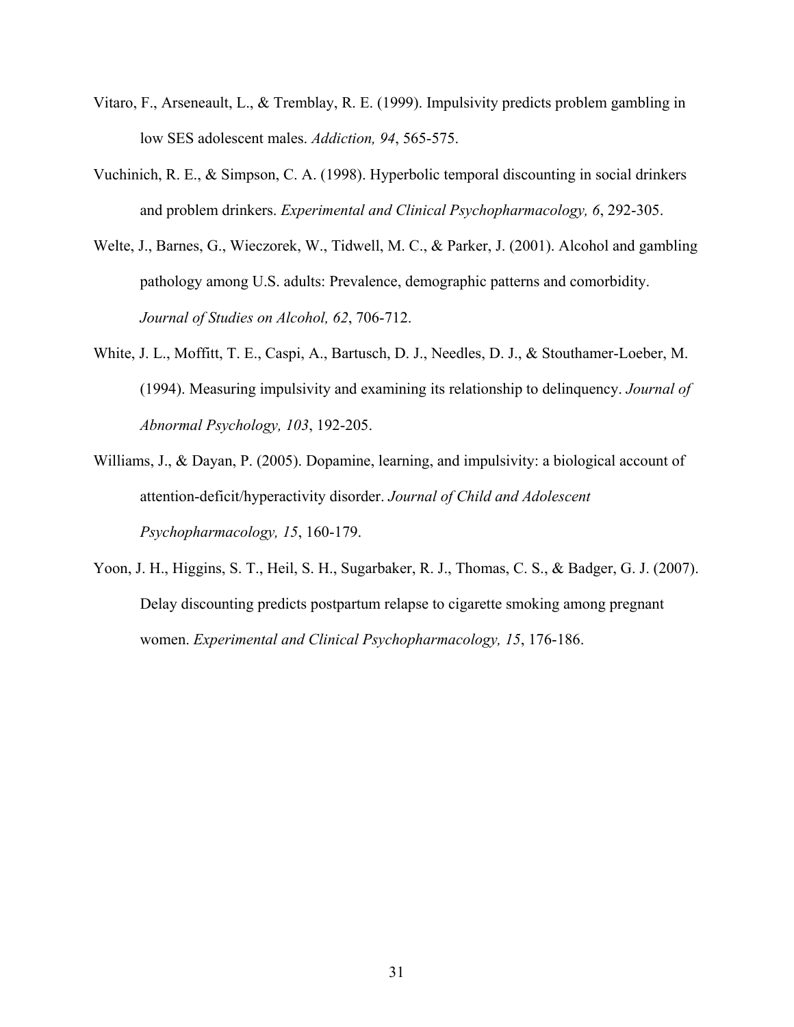Vitaro, F., Arseneault, L., & Tremblay, R. E. (1999). Impulsivity predicts problem gambling in low SES adolescent males. *Addiction, 94*, 565-575.

Vuchinich, R. E., & Simpson, C. A. (1998). Hyperbolic temporal discounting in social drinkers and problem drinkers. *Experimental and Clinical Psychopharmacology, 6*, 292-305.

Welte, J., Barnes, G., Wieczorek, W., Tidwell, M. C., & Parker, J. (2001). Alcohol and gambling pathology among U.S. adults: Prevalence, demographic patterns and comorbidity. *Journal of Studies on Alcohol, 62*, 706-712.

White, J. L., Moffitt, T. E., Caspi, A., Bartusch, D. J., Needles, D. J., & Stouthamer-Loeber, M. (1994). Measuring impulsivity and examining its relationship to delinquency. *Journal of Abnormal Psychology, 103*, 192-205.

Williams, J., & Dayan, P. (2005). Dopamine, learning, and impulsivity: a biological account of attention-deficit/hyperactivity disorder. *Journal of Child and Adolescent Psychopharmacology, 15*, 160-179.

Yoon, J. H., Higgins, S. T., Heil, S. H., Sugarbaker, R. J., Thomas, C. S., & Badger, G. J. (2007). Delay discounting predicts postpartum relapse to cigarette smoking among pregnant women. *Experimental and Clinical Psychopharmacology, 15*, 176-186.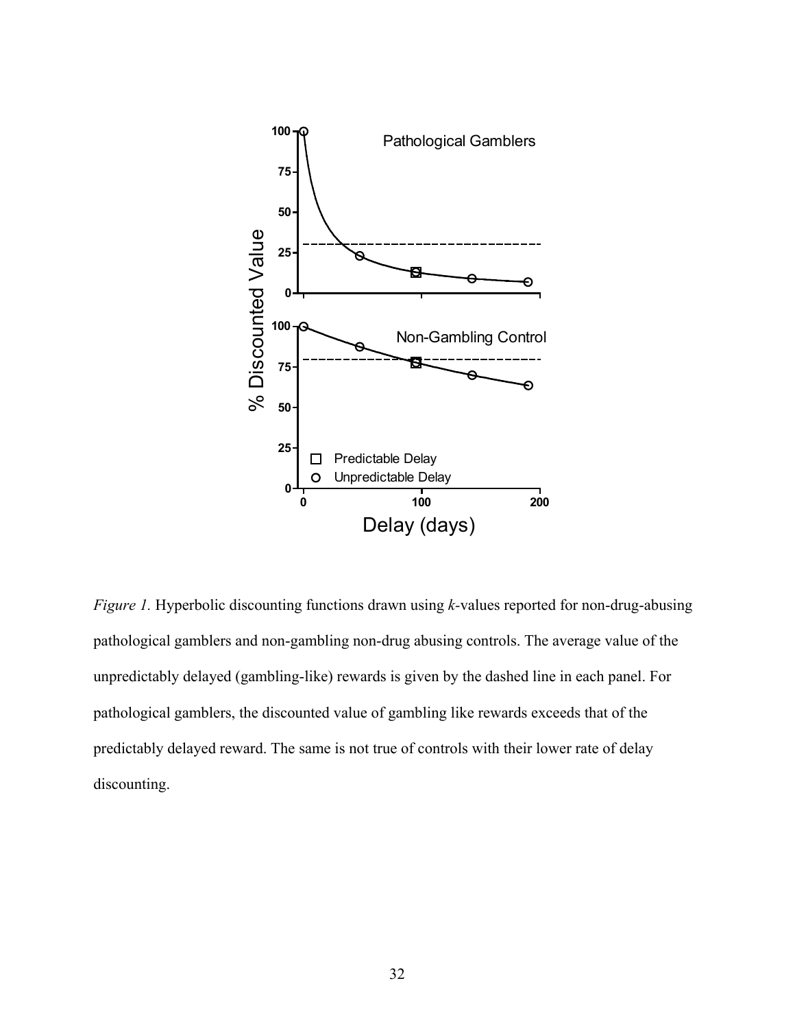*Figure 1.* Hyperbolic discounting functions drawn using *k*-values reported for non-drug-abusing pathological gamblers and non-gambling non-drug abusing controls. The average value of the unpredictably delayed (gambling-like) rewards is given by the dashed line in each panel. For pathological gamblers, the discounted value of gambling like rewards exceeds that of the predictably delayed reward. The same is not true of controls with their lower rate of delay discounting.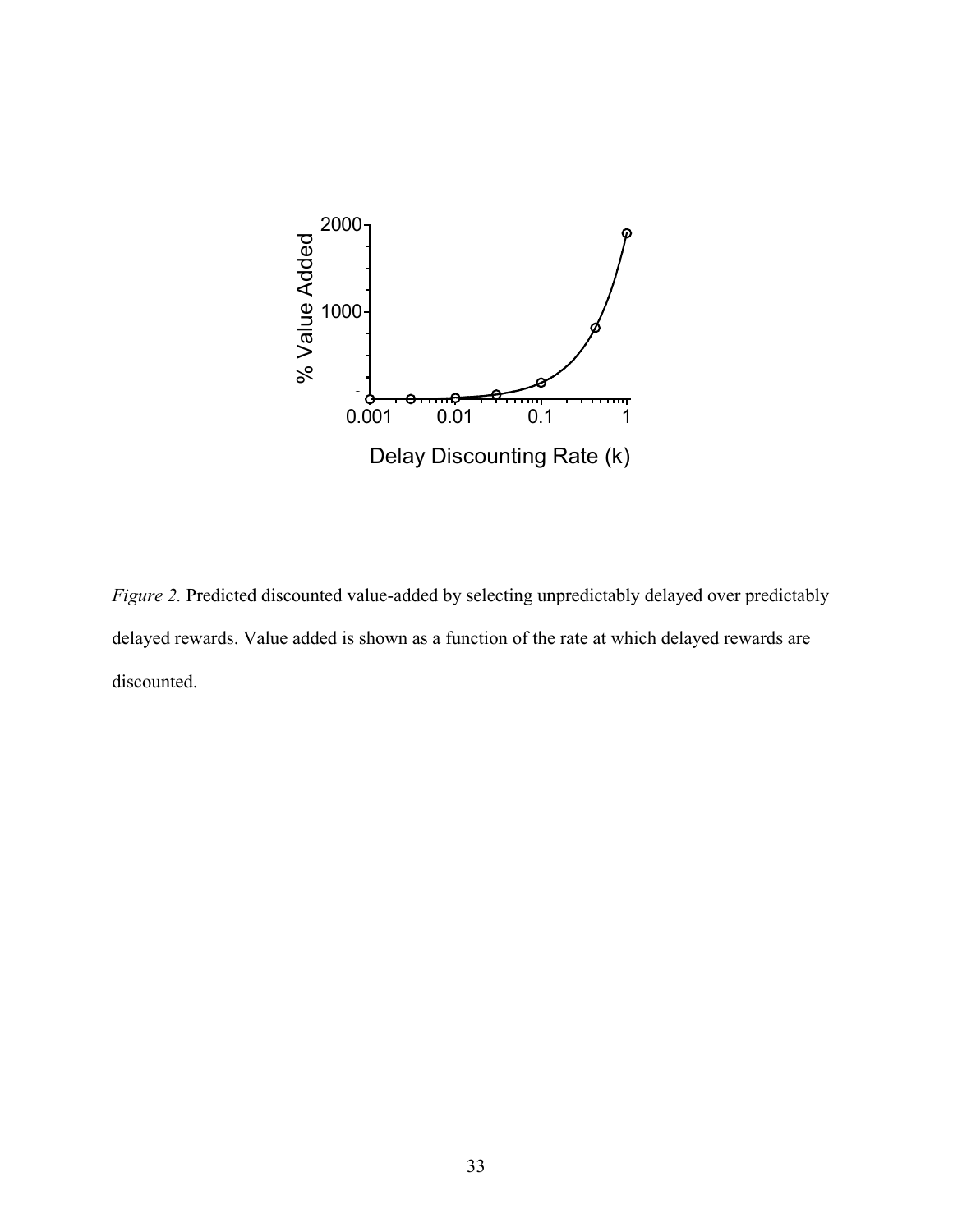*Figure 2.* Predicted discounted value-added by selecting unpredictably delayed over predictably delayed rewards. Value added is shown as a function of the rate at which delayed rewards are discounted.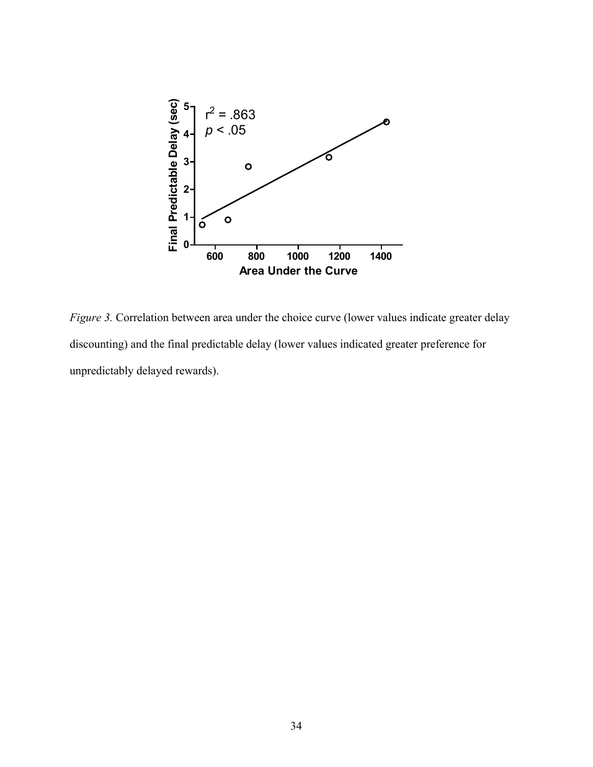$r^2 = .863$

$p < .05$

Final Predictable Delay (sec)

0
1
2
3
4
5

600
800
1000
1200
1400

Area Under the Curve

*Figure 3.* Correlation between area under the choice curve (lower values indicate greater delay discounting) and the final predictable delay (lower values indicated greater preference for unpredictably delayed rewards).